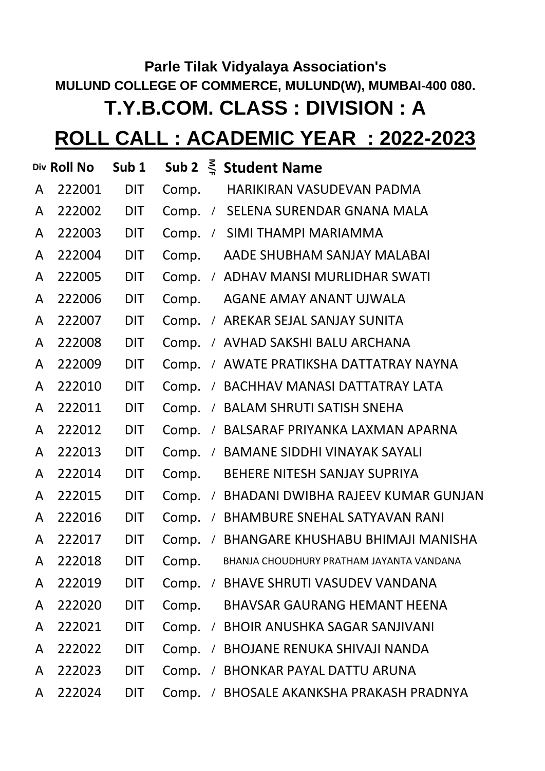**Parle Tilak Vidyalaya Association's**

**MULUND COLLEGE OF COMMERCE, MULUND(W), MUMBAI-400 080.**

# T.Y.B.COM. CLASS : DIVISION : A

# ROLL CALL : ACADEMIC YEAR : 2022-2023

| Div | Roll No | Sub 1 | Sub 2 | M/F | Student Name |
|---|---|---|---|---|---|
| A | 222001 | DIT | Comp. | | HARIKIRAN VASUDEVAN PADMA |
| A | 222002 | DIT | Comp. | / | SELENA SURENDAR GNANA MALA |
| A | 222003 | DIT | Comp. | / | SIMI THAMPI MARIAMMA |
| A | 222004 | DIT | Comp. | | AADE SHUBHAM SANJAY MALABAI |
| A | 222005 | DIT | Comp. | / | ADHAV MANSI MURLIDHAR SWATI |
| A | 222006 | DIT | Comp. | | AGANE AMAY ANANT UJWALA |
| A | 222007 | DIT | Comp. | / | AREKAR SEJAL SANJAY SUNITA |
| A | 222008 | DIT | Comp. | / | AVHAD SAKSHI BALU ARCHANA |
| A | 222009 | DIT | Comp. | / | AWATE PRATIKSHA DATTATRAY NAYNA |
| A | 222010 | DIT | Comp. | / | BACHHAV MANASI DATTATRAY LATA |
| A | 222011 | DIT | Comp. | / | BALAM SHRUTI SATISH SNEHA |
| A | 222012 | DIT | Comp. | / | BALSARAF PRIYANKA LAXMAN APARNA |
| A | 222013 | DIT | Comp. | / | BAMANE SIDDHI VINAYAK SAYALI |
| A | 222014 | DIT | Comp. | | BEHERE NITESH SANJAY SUPRIYA |
| A | 222015 | DIT | Comp. | / | BHADANI DWIBHA RAJEEV KUMAR GUNJAN |
| A | 222016 | DIT | Comp. | / | BHAMBURE SNEHAL SATYAVAN RANI |
| A | 222017 | DIT | Comp. | / | BHANGARE KHUSHABU BHIMAJI MANISHA |
| A | 222018 | DIT | Comp. | | BHANJA CHOUDHURY PRATHAM JAYANTA VANDANA |
| A | 222019 | DIT | Comp. | / | BHAVE SHRUTI VASUDEV VANDANA |
| A | 222020 | DIT | Comp. | | BHAVSAR GAURANG HEMANT HEENA |
| A | 222021 | DIT | Comp. | / | BHOIR ANUSHKA SAGAR SANJIVANI |
| A | 222022 | DIT | Comp. | / | BHOJANE RENUKA SHIVAJI NANDA |
| A | 222023 | DIT | Comp. | / | BHONKAR PAYAL DATTU ARUNA |
| A | 222024 | DIT | Comp. | / | BHOSALE AKANKSHA PRAKASH PRADNYA |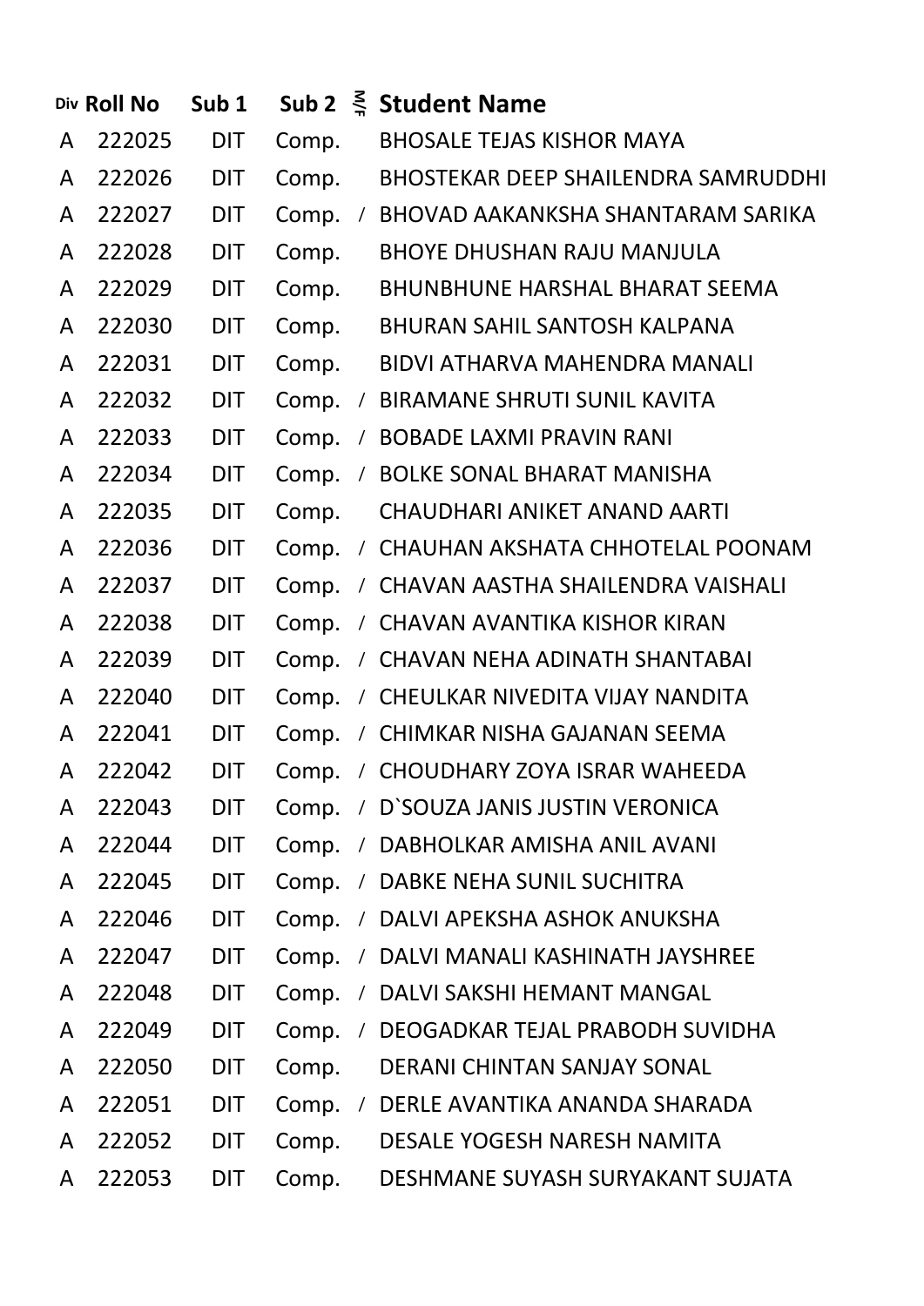| Div | Roll No | Sub 1 | Sub 2 | M/F | Student Name |
|---|---|---|---|---|---|
| A | 222025 | DIT | Comp. | | BHOSALE TEJAS KISHOR MAYA |
| A | 222026 | DIT | Comp. | | BHOSTEKAR DEEP SHAILENDRA SAMRUDDHI |
| A | 222027 | DIT | Comp. | / | BHOVAD AAKANKSHA SHANTARAM SARIKA |
| A | 222028 | DIT | Comp. | | BHOYE DHUSHAN RAJU MANJULA |
| A | 222029 | DIT | Comp. | | BHUNBHUNE HARSHAL BHARAT SEEMA |
| A | 222030 | DIT | Comp. | | BHURAN SAHIL SANTOSH KALPANA |
| A | 222031 | DIT | Comp. | | BIDVI ATHARVA MAHENDRA MANALI |
| A | 222032 | DIT | Comp. | / | BIRAMANE SHRUTI SUNIL KAVITA |
| A | 222033 | DIT | Comp. | / | BOBADE LAXMI PRAVIN RANI |
| A | 222034 | DIT | Comp. | / | BOLKE SONAL BHARAT MANISHA |
| A | 222035 | DIT | Comp. | | CHAUDHARI ANIKET ANAND AARTI |
| A | 222036 | DIT | Comp. | / | CHAUHAN AKSHATA CHHOTELAL POONAM |
| A | 222037 | DIT | Comp. | / | CHAVAN AASTHA SHAILENDRA VAISHALI |
| A | 222038 | DIT | Comp. | / | CHAVAN AVANTIKA KISHOR KIRAN |
| A | 222039 | DIT | Comp. | / | CHAVAN NEHA ADINATH SHANTABAI |
| A | 222040 | DIT | Comp. | / | CHEULKAR NIVEDITA VIJAY NANDITA |
| A | 222041 | DIT | Comp. | / | CHIMKAR NISHA GAJANAN SEEMA |
| A | 222042 | DIT | Comp. | / | CHOUDHARY ZOYA ISRAR WAHEEDA |
| A | 222043 | DIT | Comp. | / | D`SOUZA JANIS JUSTIN VERONICA |
| A | 222044 | DIT | Comp. | / | DABHOLKAR AMISHA ANIL AVANI |
| A | 222045 | DIT | Comp. | / | DABKE NEHA SUNIL SUCHITRA |
| A | 222046 | DIT | Comp. | / | DALVI APEKSHA ASHOK ANUKSHA |
| A | 222047 | DIT | Comp. | / | DALVI MANALI KASHINATH JAYSHREE |
| A | 222048 | DIT | Comp. | / | DALVI SAKSHI HEMANT MANGAL |
| A | 222049 | DIT | Comp. | / | DEOGADKAR TEJAL PRABODH SUVIDHA |
| A | 222050 | DIT | Comp. | | DERANI CHINTAN SANJAY SONAL |
| A | 222051 | DIT | Comp. | / | DERLE AVANTIKA ANANDA SHARADA |
| A | 222052 | DIT | Comp. | | DESALE YOGESH NARESH NAMITA |
| A | 222053 | DIT | Comp. | | DESHMANE SUYASH SURYAKANT SUJATA |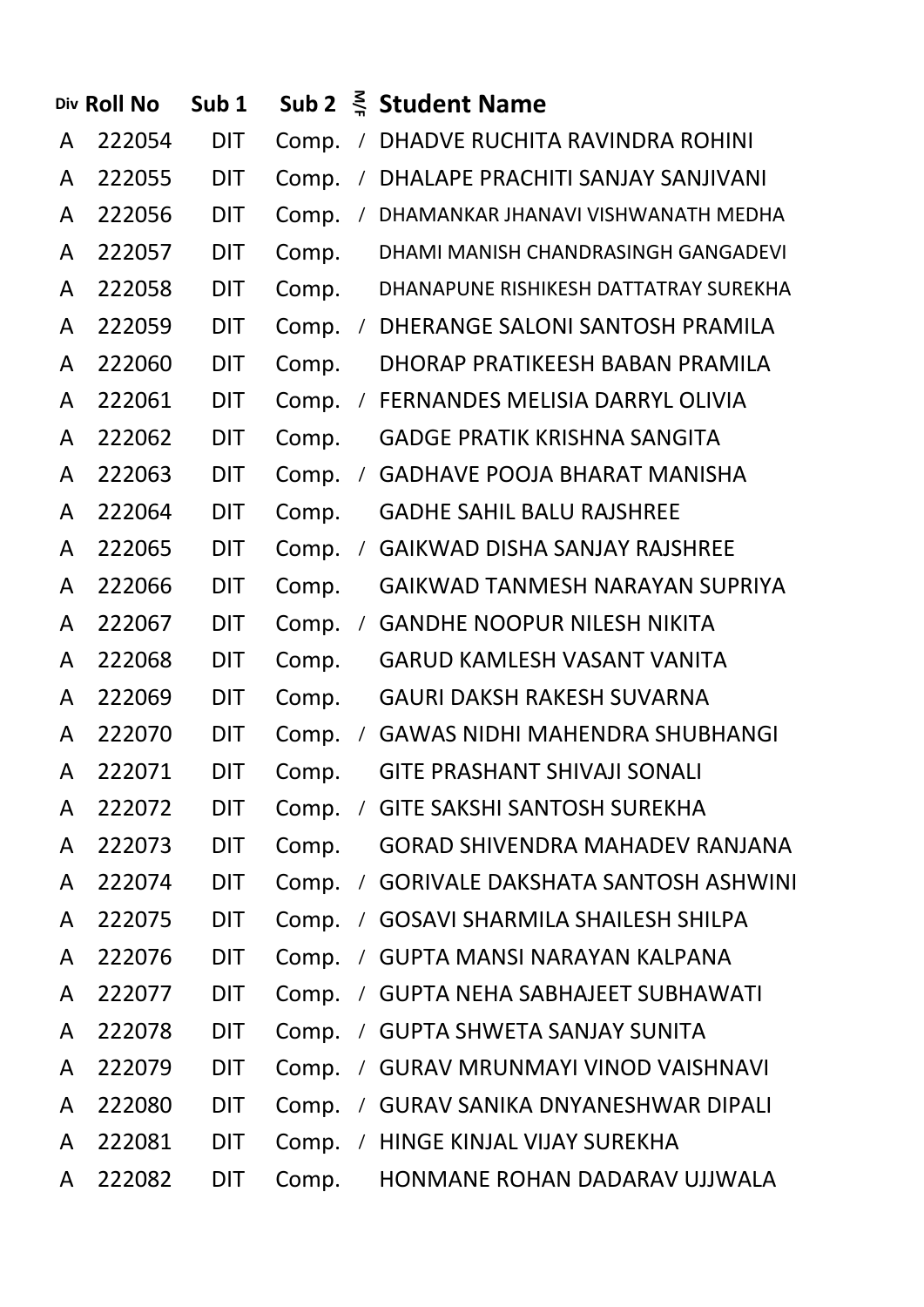| Div | Roll No | Sub 1 | Sub 2 | M/F | Student Name |
|---|---|---|---|---|---|
| A | 222054 | DIT | Comp. | / | DHADVE RUCHITA RAVINDRA ROHINI |
| A | 222055 | DIT | Comp. | / | DHALAPE PRACHITI SANJAY SANJIVANI |
| A | 222056 | DIT | Comp. | / | DHAMANKAR JHANAVI VISHWANATH MEDHA |
| A | 222057 | DIT | Comp. | | DHAMI MANISH CHANDRASINGH GANGADEVI |
| A | 222058 | DIT | Comp. | | DHANAPUNE RISHIKESH DATTATRAY SUREKHA |
| A | 222059 | DIT | Comp. | / | DHERANGE SALONI SANTOSH PRAMILA |
| A | 222060 | DIT | Comp. | | DHORAP PRATIKEESH BABAN PRAMILA |
| A | 222061 | DIT | Comp. | / | FERNANDES MELISIA DARRYL OLIVIA |
| A | 222062 | DIT | Comp. | | GADGE PRATIK KRISHNA SANGITA |
| A | 222063 | DIT | Comp. | / | GADHAVE POOJA BHARAT MANISHA |
| A | 222064 | DIT | Comp. | | GADHE SAHIL BALU RAJSHREE |
| A | 222065 | DIT | Comp. | / | GAIKWAD DISHA SANJAY RAJSHREE |
| A | 222066 | DIT | Comp. | | GAIKWAD TANMESH NARAYAN SUPRIYA |
| A | 222067 | DIT | Comp. | / | GANDHE NOOPUR NILESH NIKITA |
| A | 222068 | DIT | Comp. | | GARUD KAMLESH VASANT VANITA |
| A | 222069 | DIT | Comp. | | GAURI DAKSH RAKESH SUVARNA |
| A | 222070 | DIT | Comp. | / | GAWAS NIDHI MAHENDRA SHUBHANGI |
| A | 222071 | DIT | Comp. | | GITE PRASHANT SHIVAJI SONALI |
| A | 222072 | DIT | Comp. | / | GITE SAKSHI SANTOSH SUREKHA |
| A | 222073 | DIT | Comp. | | GORAD SHIVENDRA MAHADEV RANJANA |
| A | 222074 | DIT | Comp. | / | GORIVALE DAKSHATA SANTOSH ASHWINI |
| A | 222075 | DIT | Comp. | / | GOSAVI SHARMILA SHAILESH SHILPA |
| A | 222076 | DIT | Comp. | / | GUPTA MANSI NARAYAN KALPANA |
| A | 222077 | DIT | Comp. | / | GUPTA NEHA SABHAJEET SUBHAWATI |
| A | 222078 | DIT | Comp. | / | GUPTA SHWETA SANJAY SUNITA |
| A | 222079 | DIT | Comp. | / | GURAV MRUNMAYI VINOD VAISHNAVI |
| A | 222080 | DIT | Comp. | / | GURAV SANIKA DNYANESHWAR DIPALI |
| A | 222081 | DIT | Comp. | / | HINGE KINJAL VIJAY SUREKHA |
| A | 222082 | DIT | Comp. | | HONMANE ROHAN DADARAV UJJWALA |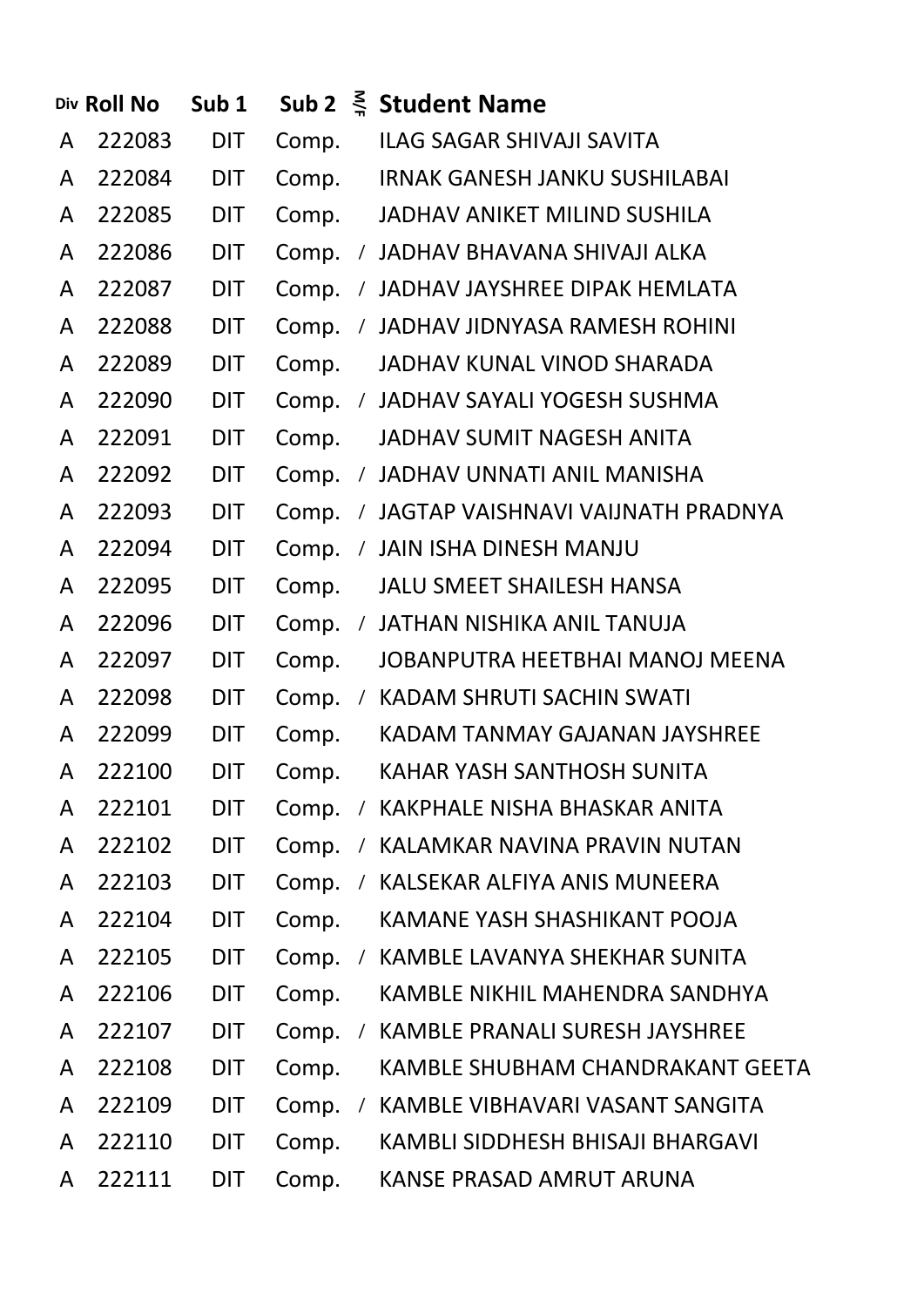| Div | Roll No | Sub 1 | Sub 2 | M/F | Student Name |
|---|---|---|---|---|---|
| A | 222083 | DIT | Comp. | | ILAG SAGAR SHIVAJI SAVITA |
| A | 222084 | DIT | Comp. | | IRNAK GANESH JANKU SUSHILABAI |
| A | 222085 | DIT | Comp. | | JADHAV ANIKET MILIND SUSHILA |
| A | 222086 | DIT | Comp. | / | JADHAV BHAVANA SHIVAJI ALKA |
| A | 222087 | DIT | Comp. | / | JADHAV JAYSHREE DIPAK HEMLATA |
| A | 222088 | DIT | Comp. | / | JADHAV JIDNYASA RAMESH ROHINI |
| A | 222089 | DIT | Comp. | | JADHAV KUNAL VINOD SHARADA |
| A | 222090 | DIT | Comp. | / | JADHAV SAYALI YOGESH SUSHMA |
| A | 222091 | DIT | Comp. | | JADHAV SUMIT NAGESH ANITA |
| A | 222092 | DIT | Comp. | / | JADHAV UNNATI ANIL MANISHA |
| A | 222093 | DIT | Comp. | / | JAGTAP VAISHNAVI VAIJNATH PRADNYA |
| A | 222094 | DIT | Comp. | / | JAIN ISHA DINESH MANJU |
| A | 222095 | DIT | Comp. | | JALU SMEET SHAILESH HANSA |
| A | 222096 | DIT | Comp. | / | JATHAN NISHIKA ANIL TANUJA |
| A | 222097 | DIT | Comp. | | JOBANPUTRA HEETBHAI MANOJ MEENA |
| A | 222098 | DIT | Comp. | / | KADAM SHRUTI SACHIN SWATI |
| A | 222099 | DIT | Comp. | | KADAM TANMAY GAJANAN JAYSHREE |
| A | 222100 | DIT | Comp. | | KAHAR YASH SANTHOSH SUNITA |
| A | 222101 | DIT | Comp. | / | KAKPHALE NISHA BHASKAR ANITA |
| A | 222102 | DIT | Comp. | / | KALAMKAR NAVINA PRAVIN NUTAN |
| A | 222103 | DIT | Comp. | / | KALSEKAR ALFIYA ANIS MUNEERA |
| A | 222104 | DIT | Comp. | | KAMANE YASH SHASHIKANT POOJA |
| A | 222105 | DIT | Comp. | / | KAMBLE LAVANYA SHEKHAR SUNITA |
| A | 222106 | DIT | Comp. | | KAMBLE NIKHIL MAHENDRA SANDHYA |
| A | 222107 | DIT | Comp. | / | KAMBLE PRANALI SURESH JAYSHREE |
| A | 222108 | DIT | Comp. | | KAMBLE SHUBHAM CHANDRAKANT GEETA |
| A | 222109 | DIT | Comp. | / | KAMBLE VIBHAVARI VASANT SANGITA |
| A | 222110 | DIT | Comp. | | KAMBLI SIDDHESH BHISAJI BHARGAVI |
| A | 222111 | DIT | Comp. | | KANSE PRASAD AMRUT ARUNA |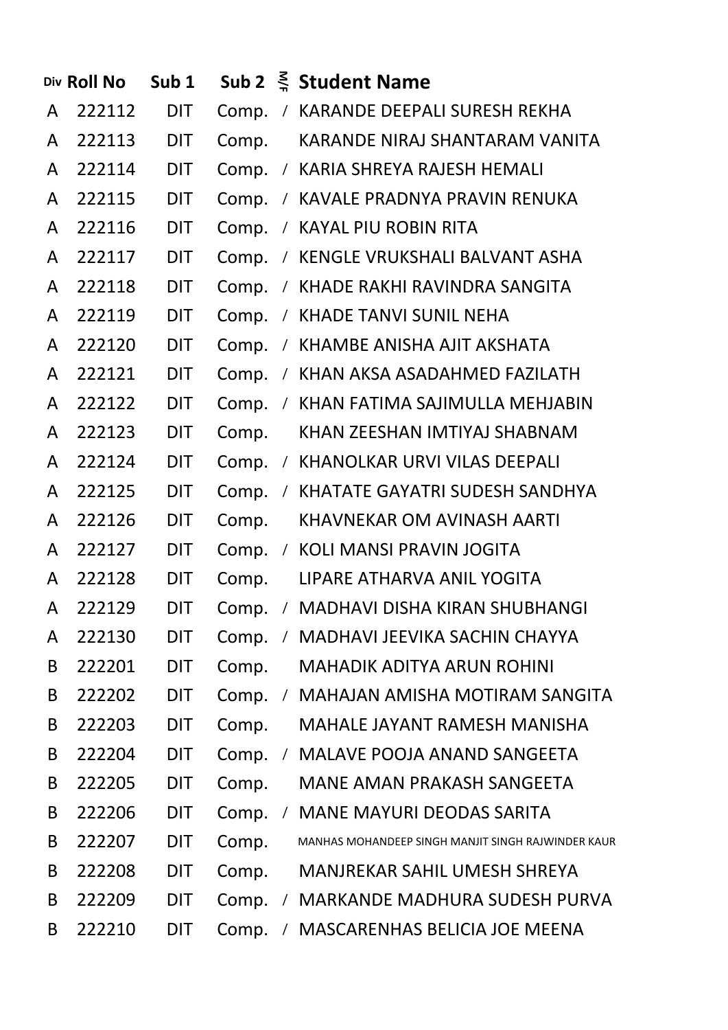| Div | Roll No | Sub 1 | Sub 2 | M/F | Student Name |
|---|---|---|---|---|---|
| A | 222112 | DIT | Comp. | / | KARANDE DEEPALI SURESH REKHA |
| A | 222113 | DIT | Comp. | | KARANDE NIRAJ SHANTARAM VANITA |
| A | 222114 | DIT | Comp. | / | KARIA SHREYA RAJESH HEMALI |
| A | 222115 | DIT | Comp. | / | KAVALE PRADNYA PRAVIN RENUKA |
| A | 222116 | DIT | Comp. | / | KAYAL PIU ROBIN RITA |
| A | 222117 | DIT | Comp. | / | KENGLE VRUKSHALI BALVANT ASHA |
| A | 222118 | DIT | Comp. | / | KHADE RAKHI RAVINDRA SANGITA |
| A | 222119 | DIT | Comp. | / | KHADE TANVI SUNIL NEHA |
| A | 222120 | DIT | Comp. | / | KHAMBE ANISHA AJIT AKSHATA |
| A | 222121 | DIT | Comp. | / | KHAN AKSA ASADAHMED FAZILATH |
| A | 222122 | DIT | Comp. | / | KHAN FATIMA SAJIMULLA MEHJABIN |
| A | 222123 | DIT | Comp. | | KHAN ZEESHAN IMTIYAJ SHABNAM |
| A | 222124 | DIT | Comp. | / | KHANOLKAR URVI VILAS DEEPALI |
| A | 222125 | DIT | Comp. | / | KHATATE GAYATRI SUDESH SANDHYA |
| A | 222126 | DIT | Comp. | | KHAVNEKAR OM AVINASH AARTI |
| A | 222127 | DIT | Comp. | / | KOLI MANSI PRAVIN JOGITA |
| A | 222128 | DIT | Comp. | | LIPARE ATHARVA ANIL YOGITA |
| A | 222129 | DIT | Comp. | / | MADHAVI DISHA KIRAN SHUBHANGI |
| A | 222130 | DIT | Comp. | / | MADHAVI JEEVIKA SACHIN CHAYYA |
| B | 222201 | DIT | Comp. | | MAHADIK ADITYA ARUN ROHINI |
| B | 222202 | DIT | Comp. | / | MAHAJAN AMISHA MOTIRAM SANGITA |
| B | 222203 | DIT | Comp. | | MAHALE JAYANT RAMESH MANISHA |
| B | 222204 | DIT | Comp. | / | MALAVE POOJA ANAND SANGEETA |
| B | 222205 | DIT | Comp. | | MANE AMAN PRAKASH SANGEETA |
| B | 222206 | DIT | Comp. | / | MANE MAYURI DEODAS SARITA |
| B | 222207 | DIT | Comp. | | MANHAS MOHANDEEP SINGH MANJIT SINGH RAJWINDER KAUR |
| B | 222208 | DIT | Comp. | | MANJREKAR SAHIL UMESH SHREYA |
| B | 222209 | DIT | Comp. | / | MARKANDE MADHURA SUDESH PURVA |
| B | 222210 | DIT | Comp. | / | MASCARENHAS BELICIA JOE MEENA |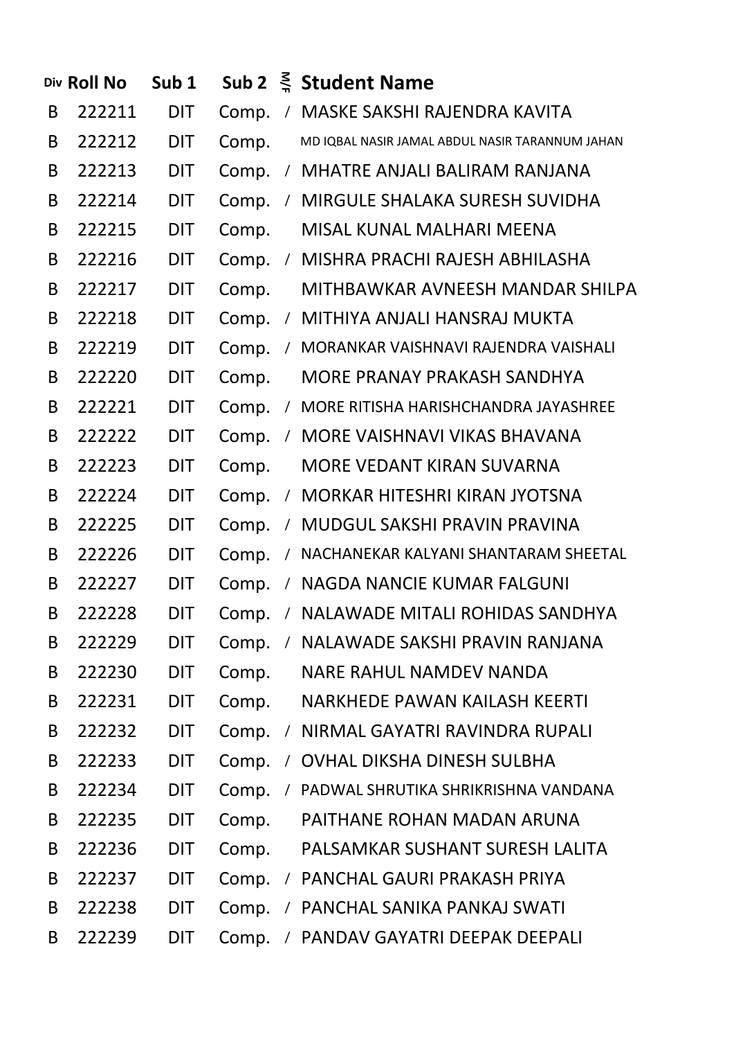| Div | Roll No | Sub 1 | Sub 2 | M/F | Student Name |
|---|---|---|---|---|---|
| B | 222211 | DIT | Comp. | / | MASKE SAKSHI RAJENDRA KAVITA |
| B | 222212 | DIT | Comp. | | MD IQBAL NASIR JAMAL ABDUL NASIR TARANNUM JAHAN |
| B | 222213 | DIT | Comp. | / | MHATRE ANJALI BALIRAM RANJANA |
| B | 222214 | DIT | Comp. | / | MIRGULE SHALAKA SURESH SUVIDHA |
| B | 222215 | DIT | Comp. | | MISAL KUNAL MALHARI MEENA |
| B | 222216 | DIT | Comp. | / | MISHRA PRACHI RAJESH ABHILASHA |
| B | 222217 | DIT | Comp. | | MITHBAWKAR AVNEESH MANDAR SHILPA |
| B | 222218 | DIT | Comp. | / | MITHIYA ANJALI HANSRAJ MUKTA |
| B | 222219 | DIT | Comp. | / | MORANKAR VAISHNAVI RAJENDRA VAISHALI |
| B | 222220 | DIT | Comp. | | MORE PRANAY PRAKASH SANDHYA |
| B | 222221 | DIT | Comp. | / | MORE RITISHA HARISHCHANDRA JAYASHREE |
| B | 222222 | DIT | Comp. | / | MORE VAISHNAVI VIKAS BHAVANA |
| B | 222223 | DIT | Comp. | | MORE VEDANT KIRAN SUVARNA |
| B | 222224 | DIT | Comp. | / | MORKAR HITESHRI KIRAN JYOTSNA |
| B | 222225 | DIT | Comp. | / | MUDGUL SAKSHI PRAVIN PRAVINA |
| B | 222226 | DIT | Comp. | / | NACHANEKAR KALYANI SHANTARAM SHEETAL |
| B | 222227 | DIT | Comp. | / | NAGDA NANCIE KUMAR FALGUNI |
| B | 222228 | DIT | Comp. | / | NALAWADE MITALI ROHIDAS SANDHYA |
| B | 222229 | DIT | Comp. | / | NALAWADE SAKSHI PRAVIN RANJANA |
| B | 222230 | DIT | Comp. | | NARE RAHUL NAMDEV NANDA |
| B | 222231 | DIT | Comp. | | NARKHEDE PAWAN KAILASH KEERTI |
| B | 222232 | DIT | Comp. | / | NIRMAL GAYATRI RAVINDRA RUPALI |
| B | 222233 | DIT | Comp. | / | OVHAL DIKSHA DINESH SULBHA |
| B | 222234 | DIT | Comp. | / | PADWAL SHRUTIKA SHRIKRISHNA VANDANA |
| B | 222235 | DIT | Comp. | | PAITHANE ROHAN MADAN ARUNA |
| B | 222236 | DIT | Comp. | | PALSAMKAR SUSHANT SURESH LALITA |
| B | 222237 | DIT | Comp. | / | PANCHAL GAURI PRAKASH PRIYA |
| B | 222238 | DIT | Comp. | / | PANCHAL SANIKA PANKAJ SWATI |
| B | 222239 | DIT | Comp. | / | PANDAV GAYATRI DEEPAK DEEPALI |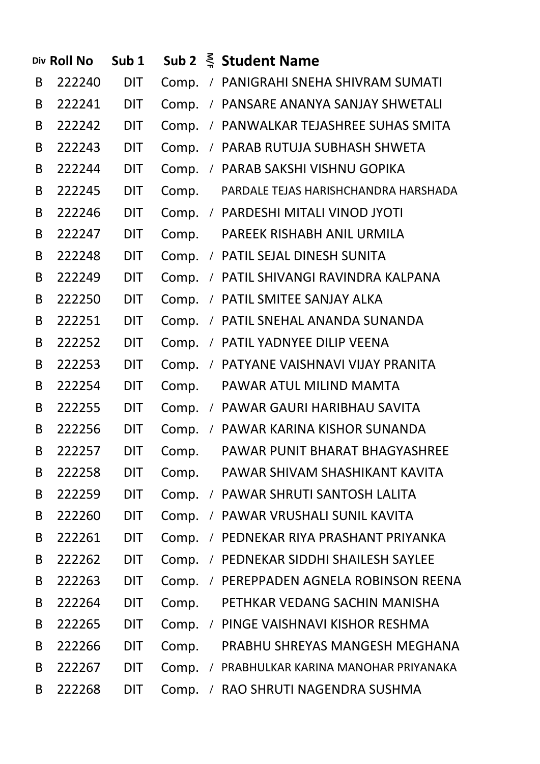| Div | Roll No | Sub 1 | Sub 2 | M/F | Student Name |
|---|---|---|---|---|---|
| B | 222240 | DIT | Comp. | / | PANIGRAHI SNEHA SHIVRAM SUMATI |
| B | 222241 | DIT | Comp. | / | PANSARE ANANYA SANJAY SHWETALI |
| B | 222242 | DIT | Comp. | / | PANWALKAR TEJASHREE SUHAS SMITA |
| B | 222243 | DIT | Comp. | / | PARAB RUTUJA SUBHASH SHWETA |
| B | 222244 | DIT | Comp. | / | PARAB SAKSHI VISHNU GOPIKA |
| B | 222245 | DIT | Comp. | | PARDALE TEJAS HARISHCHANDRA HARSHADA |
| B | 222246 | DIT | Comp. | / | PARDESHI MITALI VINOD JYOTI |
| B | 222247 | DIT | Comp. | | PAREEK RISHABH ANIL URMILA |
| B | 222248 | DIT | Comp. | / | PATIL SEJAL DINESH SUNITA |
| B | 222249 | DIT | Comp. | / | PATIL SHIVANGI RAVINDRA KALPANA |
| B | 222250 | DIT | Comp. | / | PATIL SMITEE SANJAY ALKA |
| B | 222251 | DIT | Comp. | / | PATIL SNEHAL ANANDA SUNANDA |
| B | 222252 | DIT | Comp. | / | PATIL YADNYEE DILIP VEENA |
| B | 222253 | DIT | Comp. | / | PATYANE VAISHNAVI VIJAY PRANITA |
| B | 222254 | DIT | Comp. | | PAWAR ATUL MILIND MAMTA |
| B | 222255 | DIT | Comp. | / | PAWAR GAURI HARIBHAU SAVITA |
| B | 222256 | DIT | Comp. | / | PAWAR KARINA KISHOR SUNANDA |
| B | 222257 | DIT | Comp. | | PAWAR PUNIT BHARAT BHAGYASHREE |
| B | 222258 | DIT | Comp. | | PAWAR SHIVAM SHASHIKANT KAVITA |
| B | 222259 | DIT | Comp. | / | PAWAR SHRUTI SANTOSH LALITA |
| B | 222260 | DIT | Comp. | / | PAWAR VRUSHALI SUNIL KAVITA |
| B | 222261 | DIT | Comp. | / | PEDNEKAR RIYA PRASHANT PRIYANKA |
| B | 222262 | DIT | Comp. | / | PEDNEKAR SIDDHI SHAILESH SAYLEE |
| B | 222263 | DIT | Comp. | / | PEREPPADEN AGNELA ROBINSON REENA |
| B | 222264 | DIT | Comp. | | PETHKAR VEDANG SACHIN MANISHA |
| B | 222265 | DIT | Comp. | / | PINGE VAISHNAVI KISHOR RESHMA |
| B | 222266 | DIT | Comp. | | PRABHU SHREYAS MANGESH MEGHANA |
| B | 222267 | DIT | Comp. | / | PRABHULKAR KARINA MANOHAR PRIYANAKA |
| B | 222268 | DIT | Comp. | / | RAO SHRUTI NAGENDRA SUSHMA |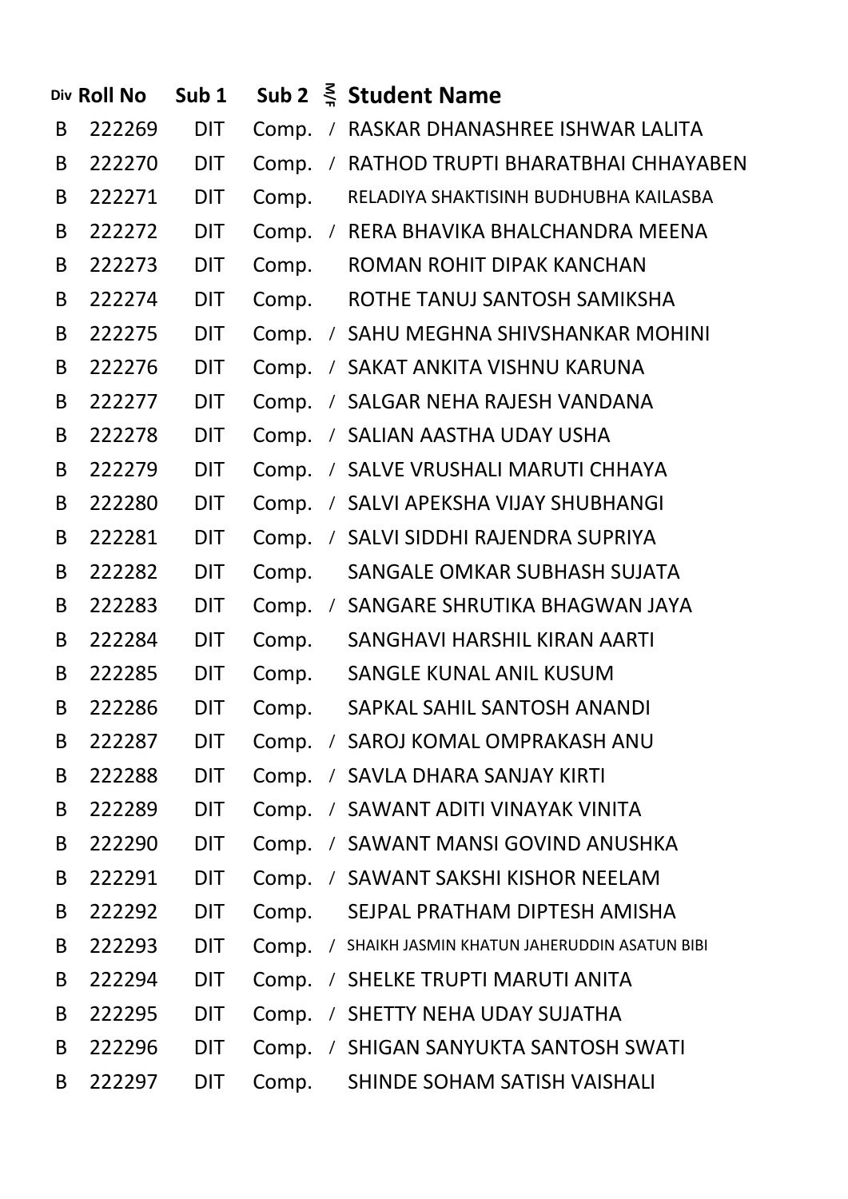| Div | Roll No | Sub 1 | Sub 2 | M/F | Student Name |
|---|---|---|---|---|---|
| B | 222269 | DIT | Comp. | / | RASKAR DHANASHREE ISHWAR LALITA |
| B | 222270 | DIT | Comp. | / | RATHOD TRUPTI BHARATBHAI CHHAYABEN |
| B | 222271 | DIT | Comp. | | RELADIYA SHAKTISINH BUDHUBHA KAILASBA |
| B | 222272 | DIT | Comp. | / | RERA BHAVIKA BHALCHANDRA MEENA |
| B | 222273 | DIT | Comp. | | ROMAN ROHIT DIPAK KANCHAN |
| B | 222274 | DIT | Comp. | | ROTHE TANUJ SANTOSH SAMIKSHA |
| B | 222275 | DIT | Comp. | / | SAHU MEGHNA SHIVSHANKAR MOHINI |
| B | 222276 | DIT | Comp. | / | SAKAT ANKITA VISHNU KARUNA |
| B | 222277 | DIT | Comp. | / | SALGAR NEHA RAJESH VANDANA |
| B | 222278 | DIT | Comp. | / | SALIAN AASTHA UDAY USHA |
| B | 222279 | DIT | Comp. | / | SALVE VRUSHALI MARUTI CHHAYA |
| B | 222280 | DIT | Comp. | / | SALVI APEKSHA VIJAY SHUBHANGI |
| B | 222281 | DIT | Comp. | / | SALVI SIDDHI RAJENDRA SUPRIYA |
| B | 222282 | DIT | Comp. | | SANGALE OMKAR SUBHASH SUJATA |
| B | 222283 | DIT | Comp. | / | SANGARE SHRUTIKA BHAGWAN JAYA |
| B | 222284 | DIT | Comp. | | SANGHAVI HARSHIL KIRAN AARTI |
| B | 222285 | DIT | Comp. | | SANGLE KUNAL ANIL KUSUM |
| B | 222286 | DIT | Comp. | | SAPKAL SAHIL SANTOSH ANANDI |
| B | 222287 | DIT | Comp. | / | SAROJ KOMAL OMPRAKASH ANU |
| B | 222288 | DIT | Comp. | / | SAVLA DHARA SANJAY KIRTI |
| B | 222289 | DIT | Comp. | / | SAWANT ADITI VINAYAK VINITA |
| B | 222290 | DIT | Comp. | / | SAWANT MANSI GOVIND ANUSHKA |
| B | 222291 | DIT | Comp. | / | SAWANT SAKSHI KISHOR NEELAM |
| B | 222292 | DIT | Comp. | | SEJPAL PRATHAM DIPTESH AMISHA |
| B | 222293 | DIT | Comp. | / | SHAIKH JASMIN KHATUN JAHERUDDIN ASATUN BIBI |
| B | 222294 | DIT | Comp. | / | SHELKE TRUPTI MARUTI ANITA |
| B | 222295 | DIT | Comp. | / | SHETTY NEHA UDAY SUJATHA |
| B | 222296 | DIT | Comp. | / | SHIGAN SANYUKTA SANTOSH SWATI |
| B | 222297 | DIT | Comp. | | SHINDE SOHAM SATISH VAISHALI |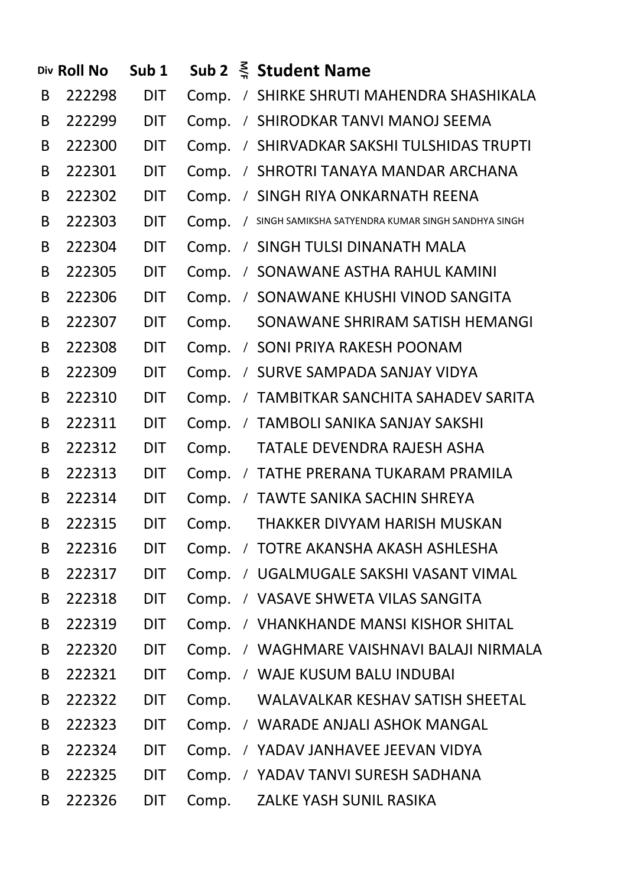| Div | Roll No | Sub 1 | Sub 2 | M/F | Student Name |
|---|---|---|---|---|---|
| B | 222298 | DIT | Comp. | / | SHIRKE SHRUTI MAHENDRA SHASHIKALA |
| B | 222299 | DIT | Comp. | / | SHIRODKAR TANVI MANOJ SEEMA |
| B | 222300 | DIT | Comp. | / | SHIRVADKAR SAKSHI TULSHIDAS TRUPTI |
| B | 222301 | DIT | Comp. | / | SHROTRI TANAYA MANDAR ARCHANA |
| B | 222302 | DIT | Comp. | / | SINGH RIYA ONKARNATH REENA |
| B | 222303 | DIT | Comp. | / | SINGH SAMIKSHA SATYENDRA KUMAR SINGH SANDHYA SINGH |
| B | 222304 | DIT | Comp. | / | SINGH TULSI DINANATH MALA |
| B | 222305 | DIT | Comp. | / | SONAWANE ASTHA RAHUL KAMINI |
| B | 222306 | DIT | Comp. | / | SONAWANE KHUSHI VINOD SANGITA |
| B | 222307 | DIT | Comp. | | SONAWANE SHRIRAM SATISH HEMANGI |
| B | 222308 | DIT | Comp. | / | SONI PRIYA RAKESH POONAM |
| B | 222309 | DIT | Comp. | / | SURVE SAMPADA SANJAY VIDYA |
| B | 222310 | DIT | Comp. | / | TAMBITKAR SANCHITA SAHADEV SARITA |
| B | 222311 | DIT | Comp. | / | TAMBOLI SANIKA SANJAY SAKSHI |
| B | 222312 | DIT | Comp. | | TATALE DEVENDRA RAJESH ASHA |
| B | 222313 | DIT | Comp. | / | TATHE PRERANA TUKARAM PRAMILA |
| B | 222314 | DIT | Comp. | / | TAWTE SANIKA SACHIN SHREYA |
| B | 222315 | DIT | Comp. | | THAKKER DIVYAM HARISH MUSKAN |
| B | 222316 | DIT | Comp. | / | TOTRE AKANSHA AKASH ASHLESHA |
| B | 222317 | DIT | Comp. | / | UGALMUGALE SAKSHI VASANT VIMAL |
| B | 222318 | DIT | Comp. | / | VASAVE SHWETA VILAS SANGITA |
| B | 222319 | DIT | Comp. | / | VHANKHANDE MANSI KISHOR SHITAL |
| B | 222320 | DIT | Comp. | / | WAGHMARE VAISHNAVI BALAJI NIRMALA |
| B | 222321 | DIT | Comp. | / | WAJE KUSUM BALU INDUBAI |
| B | 222322 | DIT | Comp. | | WALAVALKAR KESHAV SATISH SHEETAL |
| B | 222323 | DIT | Comp. | / | WARADE ANJALI ASHOK MANGAL |
| B | 222324 | DIT | Comp. | / | YADAV JANHAVEE JEEVAN VIDYA |
| B | 222325 | DIT | Comp. | / | YADAV TANVI SURESH SADHANA |
| B | 222326 | DIT | Comp. | | ZALKE YASH SUNIL RASIKA |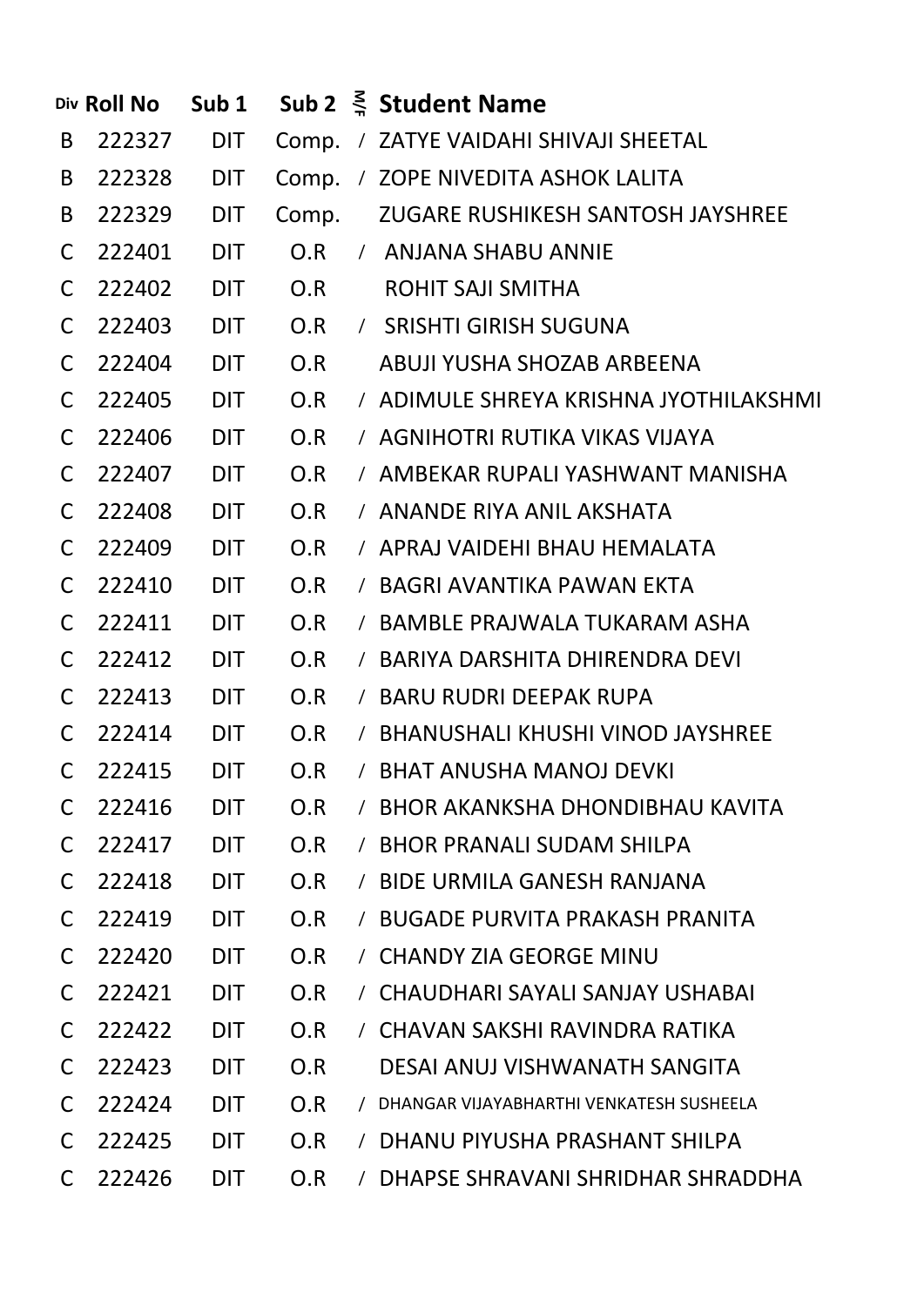| Div | Roll No | Sub 1 | Sub 2 | M/F | Student Name |
|---|---|---|---|---|---|
| B | 222327 | DIT | Comp. | / | ZATYE VAIDAHI SHIVAJI SHEETAL |
| B | 222328 | DIT | Comp. | / | ZOPE NIVEDITA ASHOK LALITA |
| B | 222329 | DIT | Comp. | | ZUGARE RUSHIKESH SANTOSH JAYSHREE |
| C | 222401 | DIT | O.R | / | ANJANA SHABU ANNIE |
| C | 222402 | DIT | O.R | | ROHIT SAJI SMITHA |
| C | 222403 | DIT | O.R | / | SRISHTI GIRISH SUGUNA |
| C | 222404 | DIT | O.R | | ABUJI YUSHA SHOZAB ARBEENA |
| C | 222405 | DIT | O.R | / | ADIMULE SHREYA KRISHNA JYOTHILAKSHMI |
| C | 222406 | DIT | O.R | / | AGNIHOTRI RUTIKA VIKAS VIJAYA |
| C | 222407 | DIT | O.R | / | AMBEKAR RUPALI YASHWANT MANISHA |
| C | 222408 | DIT | O.R | / | ANANDE RIYA ANIL AKSHATA |
| C | 222409 | DIT | O.R | / | APRAJ VAIDEHI BHAU HEMALATA |
| C | 222410 | DIT | O.R | / | BAGRI AVANTIKA PAWAN EKTA |
| C | 222411 | DIT | O.R | / | BAMBLE PRAJWALA TUKARAM ASHA |
| C | 222412 | DIT | O.R | / | BARIYA DARSHITA DHIRENDRA DEVI |
| C | 222413 | DIT | O.R | / | BARU RUDRI DEEPAK RUPA |
| C | 222414 | DIT | O.R | / | BHANUSHALI KHUSHI VINOD JAYSHREE |
| C | 222415 | DIT | O.R | / | BHAT ANUSHA MANOJ DEVKI |
| C | 222416 | DIT | O.R | / | BHOR AKANKSHA DHONDIBHAU KAVITA |
| C | 222417 | DIT | O.R | / | BHOR PRANALI SUDAM SHILPA |
| C | 222418 | DIT | O.R | / | BIDE URMILA GANESH RANJANA |
| C | 222419 | DIT | O.R | / | BUGADE PURVITA PRAKASH PRANITA |
| C | 222420 | DIT | O.R | / | CHANDY ZIA GEORGE MINU |
| C | 222421 | DIT | O.R | / | CHAUDHARI SAYALI SANJAY USHABAI |
| C | 222422 | DIT | O.R | / | CHAVAN SAKSHI RAVINDRA RATIKA |
| C | 222423 | DIT | O.R | | DESAI ANUJ VISHWANATH SANGITA |
| C | 222424 | DIT | O.R | / | DHANGAR VIJAYABHARTHI VENKATESH SUSHEELA |
| C | 222425 | DIT | O.R | / | DHANU PIYUSHA PRASHANT SHILPA |
| C | 222426 | DIT | O.R | / | DHAPSE SHRAVANI SHRIDHAR SHRADDHA |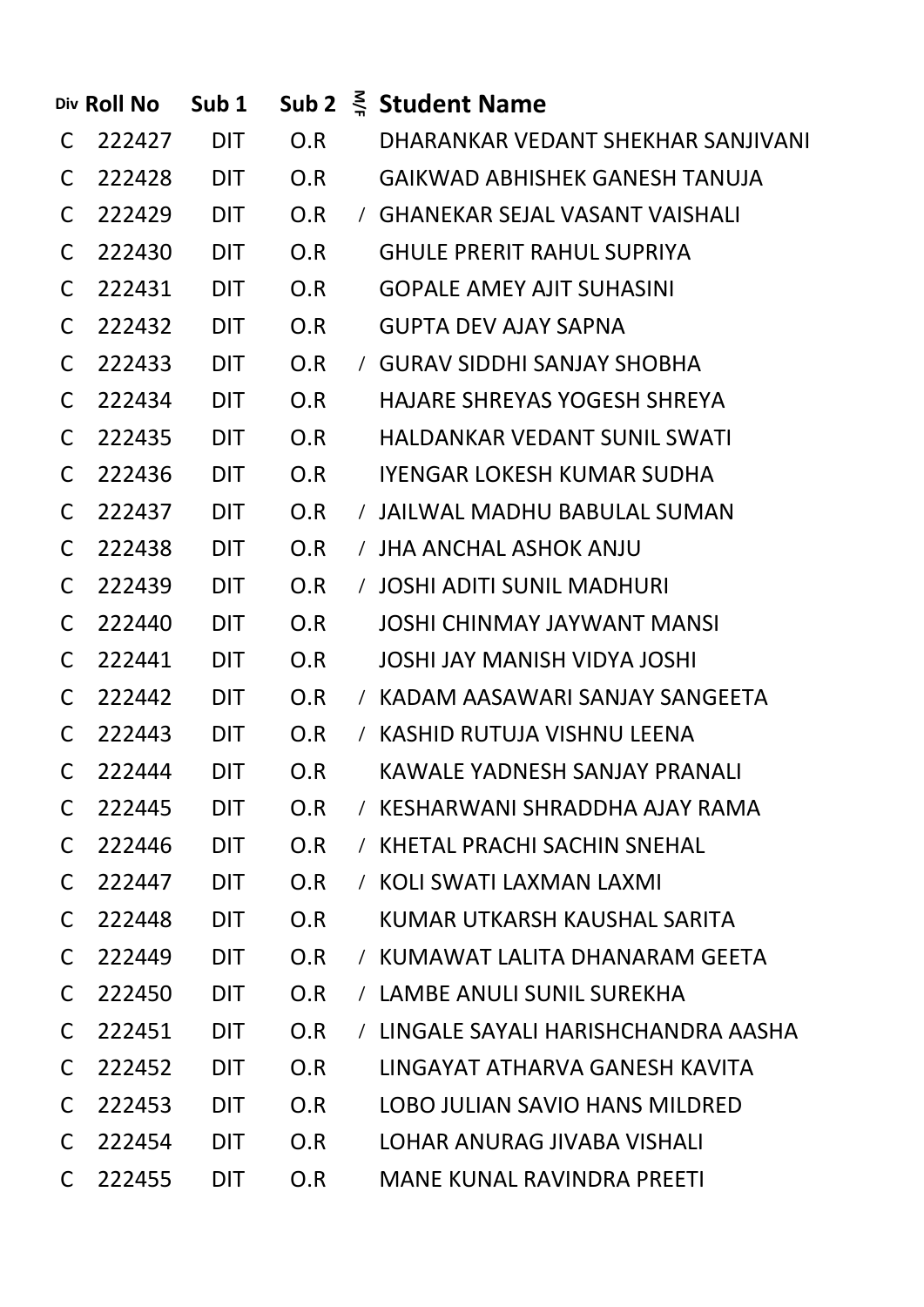| Div | Roll No | Sub 1 | Sub 2 | M/F | Student Name |
|---|---|---|---|---|---|
| C | 222427 | DIT | O.R | | DHARANKAR VEDANT SHEKHAR SANJIVANI |
| C | 222428 | DIT | O.R | | GAIKWAD ABHISHEK GANESH TANUJA |
| C | 222429 | DIT | O.R | / | GHANEKAR SEJAL VASANT VAISHALI |
| C | 222430 | DIT | O.R | | GHULE PRERIT RAHUL SUPRIYA |
| C | 222431 | DIT | O.R | | GOPALE AMEY AJIT SUHASINI |
| C | 222432 | DIT | O.R | | GUPTA DEV AJAY SAPNA |
| C | 222433 | DIT | O.R | / | GURAV SIDDHI SANJAY SHOBHA |
| C | 222434 | DIT | O.R | | HAJARE SHREYAS YOGESH SHREYA |
| C | 222435 | DIT | O.R | | HALDANKAR VEDANT SUNIL SWATI |
| C | 222436 | DIT | O.R | | IYENGAR LOKESH KUMAR SUDHA |
| C | 222437 | DIT | O.R | / | JAILWAL MADHU BABULAL SUMAN |
| C | 222438 | DIT | O.R | / | JHA ANCHAL ASHOK ANJU |
| C | 222439 | DIT | O.R | / | JOSHI ADITI SUNIL MADHURI |
| C | 222440 | DIT | O.R | | JOSHI CHINMAY JAYWANT MANSI |
| C | 222441 | DIT | O.R | | JOSHI JAY MANISH VIDYA JOSHI |
| C | 222442 | DIT | O.R | / | KADAM AASAWARI SANJAY SANGEETA |
| C | 222443 | DIT | O.R | / | KASHID RUTUJA VISHNU LEENA |
| C | 222444 | DIT | O.R | | KAWALE YADNESH SANJAY PRANALI |
| C | 222445 | DIT | O.R | / | KESHARWANI SHRADDHA AJAY RAMA |
| C | 222446 | DIT | O.R | / | KHETAL PRACHI SACHIN SNEHAL |
| C | 222447 | DIT | O.R | / | KOLI SWATI LAXMAN LAXMI |
| C | 222448 | DIT | O.R | | KUMAR UTKARSH KAUSHAL SARITA |
| C | 222449 | DIT | O.R | / | KUMAWAT LALITA DHANARAM GEETA |
| C | 222450 | DIT | O.R | / | LAMBE ANULI SUNIL SUREKHA |
| C | 222451 | DIT | O.R | / | LINGALE SAYALI HARISHCHANDRA AASHA |
| C | 222452 | DIT | O.R | | LINGAYAT ATHARVA GANESH KAVITA |
| C | 222453 | DIT | O.R | | LOBO JULIAN SAVIO HANS MILDRED |
| C | 222454 | DIT | O.R | | LOHAR ANURAG JIVABA VISHALI |
| C | 222455 | DIT | O.R | | MANE KUNAL RAVINDRA PREETI |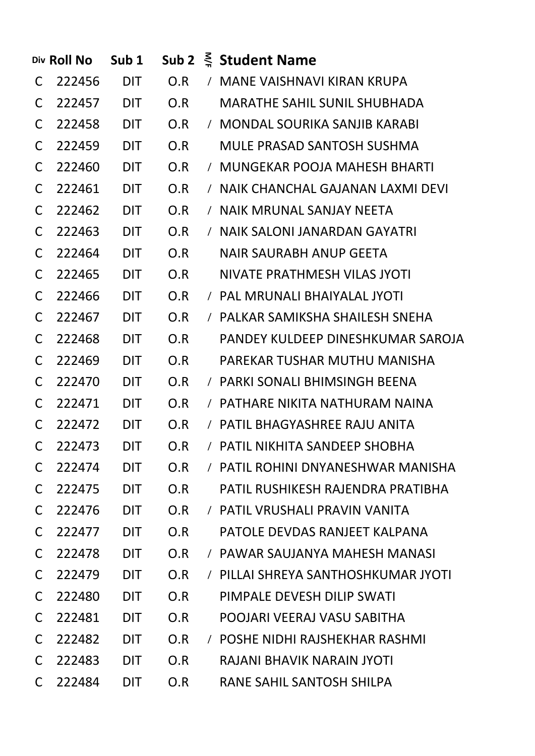| Div | Roll No | Sub 1 | Sub 2 | M/F | Student Name |
|---|---|---|---|---|---|
| C | 222456 | DIT | O.R | / | MANE VAISHNAVI KIRAN KRUPA |
| C | 222457 | DIT | O.R | | MARATHE SAHIL SUNIL SHUBHADA |
| C | 222458 | DIT | O.R | / | MONDAL SOURIKA SANJIB KARABI |
| C | 222459 | DIT | O.R | | MULE PRASAD SANTOSH SUSHMA |
| C | 222460 | DIT | O.R | / | MUNGEKAR POOJA MAHESH BHARTI |
| C | 222461 | DIT | O.R | / | NAIK CHANCHAL GAJANAN LAXMI DEVI |
| C | 222462 | DIT | O.R | / | NAIK MRUNAL SANJAY NEETA |
| C | 222463 | DIT | O.R | / | NAIK SALONI JANARDAN GAYATRI |
| C | 222464 | DIT | O.R | | NAIR SAURABH ANUP GEETA |
| C | 222465 | DIT | O.R | | NIVATE PRATHMESH VILAS JYOTI |
| C | 222466 | DIT | O.R | / | PAL MRUNALI BHAIYALAL JYOTI |
| C | 222467 | DIT | O.R | / | PALKAR SAMIKSHA SHAILESH SNEHA |
| C | 222468 | DIT | O.R | | PANDEY KULDEEP DINESHKUMAR SAROJA |
| C | 222469 | DIT | O.R | | PAREKAR TUSHAR MUTHU MANISHA |
| C | 222470 | DIT | O.R | / | PARKI SONALI BHIMSINGH BEENA |
| C | 222471 | DIT | O.R | / | PATHARE NIKITA NATHURAM NAINA |
| C | 222472 | DIT | O.R | / | PATIL BHAGYASHREE RAJU ANITA |
| C | 222473 | DIT | O.R | / | PATIL NIKHITA SANDEEP SHOBHA |
| C | 222474 | DIT | O.R | / | PATIL ROHINI DNYANESHWAR MANISHA |
| C | 222475 | DIT | O.R | | PATIL RUSHIKESH RAJENDRA PRATIBHA |
| C | 222476 | DIT | O.R | / | PATIL VRUSHALI PRAVIN VANITA |
| C | 222477 | DIT | O.R | | PATOLE DEVDAS RANJEET KALPANA |
| C | 222478 | DIT | O.R | / | PAWAR SAUJANYA MAHESH MANASI |
| C | 222479 | DIT | O.R | / | PILLAI SHREYA SANTHOSHKUMAR JYOTI |
| C | 222480 | DIT | O.R | | PIMPALE DEVESH DILIP SWATI |
| C | 222481 | DIT | O.R | | POOJARI VEERAJ VASU SABITHA |
| C | 222482 | DIT | O.R | / | POSHE NIDHI RAJSHEKHAR RASHMI |
| C | 222483 | DIT | O.R | | RAJANI BHAVIK NARAIN JYOTI |
| C | 222484 | DIT | O.R | | RANE SAHIL SANTOSH SHILPA |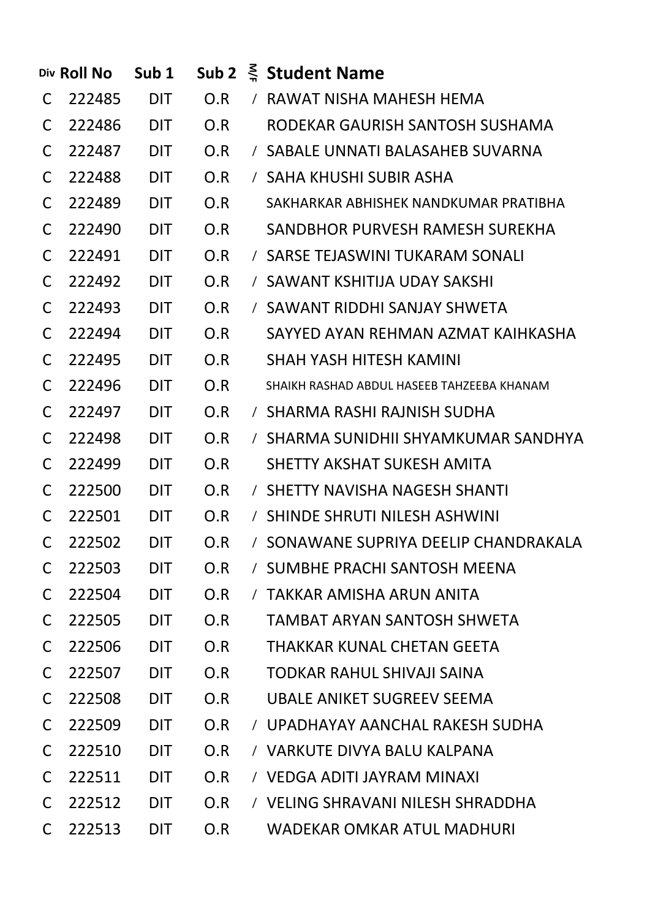| Div | Roll No | Sub 1 | Sub 2 | M/F | Student Name |
|---|---|---|---|---|---|
| C | 222485 | DIT | O.R | / | RAWAT NISHA MAHESH HEMA |
| C | 222486 | DIT | O.R | | RODEKAR GAURISH SANTOSH SUSHAMA |
| C | 222487 | DIT | O.R | / | SABALE UNNATI BALASAHEB SUVARNA |
| C | 222488 | DIT | O.R | / | SAHA KHUSHI SUBIR ASHA |
| C | 222489 | DIT | O.R | | SAKHARKAR ABHISHEK NANDKUMAR PRATIBHA |
| C | 222490 | DIT | O.R | | SANDBHOR PURVESH RAMESH SUREKHA |
| C | 222491 | DIT | O.R | / | SARSE TEJASWINI TUKARAM SONALI |
| C | 222492 | DIT | O.R | / | SAWANT KSHITIJA UDAY SAKSHI |
| C | 222493 | DIT | O.R | / | SAWANT RIDDHI SANJAY SHWETA |
| C | 222494 | DIT | O.R | | SAYYED AYAN REHMAN AZMAT KAIHKASHA |
| C | 222495 | DIT | O.R | | SHAH YASH HITESH KAMINI |
| C | 222496 | DIT | O.R | | SHAIKH RASHAD ABDUL HASEEB TAHZEEBA KHANAM |
| C | 222497 | DIT | O.R | / | SHARMA RASHI RAJNISH SUDHA |
| C | 222498 | DIT | O.R | / | SHARMA SUNIDHII SHYAMKUMAR SANDHYA |
| C | 222499 | DIT | O.R | | SHETTY AKSHAT SUKESH AMITA |
| C | 222500 | DIT | O.R | / | SHETTY NAVISHA NAGESH SHANTI |
| C | 222501 | DIT | O.R | / | SHINDE SHRUTI NILESH ASHWINI |
| C | 222502 | DIT | O.R | / | SONAWANE SUPRIYA DEELIP CHANDRAKALA |
| C | 222503 | DIT | O.R | / | SUMBHE PRACHI SANTOSH MEENA |
| C | 222504 | DIT | O.R | / | TAKKAR AMISHA ARUN ANITA |
| C | 222505 | DIT | O.R | | TAMBAT ARYAN SANTOSH SHWETA |
| C | 222506 | DIT | O.R | | THAKKAR KUNAL CHETAN GEETA |
| C | 222507 | DIT | O.R | | TODKAR RAHUL SHIVAJI SAINA |
| C | 222508 | DIT | O.R | | UBALE ANIKET SUGREEV SEEMA |
| C | 222509 | DIT | O.R | / | UPADHAYAY AANCHAL RAKESH SUDHA |
| C | 222510 | DIT | O.R | / | VARKUTE DIVYA BALU KALPANA |
| C | 222511 | DIT | O.R | / | VEDGA ADITI JAYRAM MINAXI |
| C | 222512 | DIT | O.R | / | VELING SHRAVANI NILESH SHRADDHA |
| C | 222513 | DIT | O.R | | WADEKAR OMKAR ATUL MADHURI |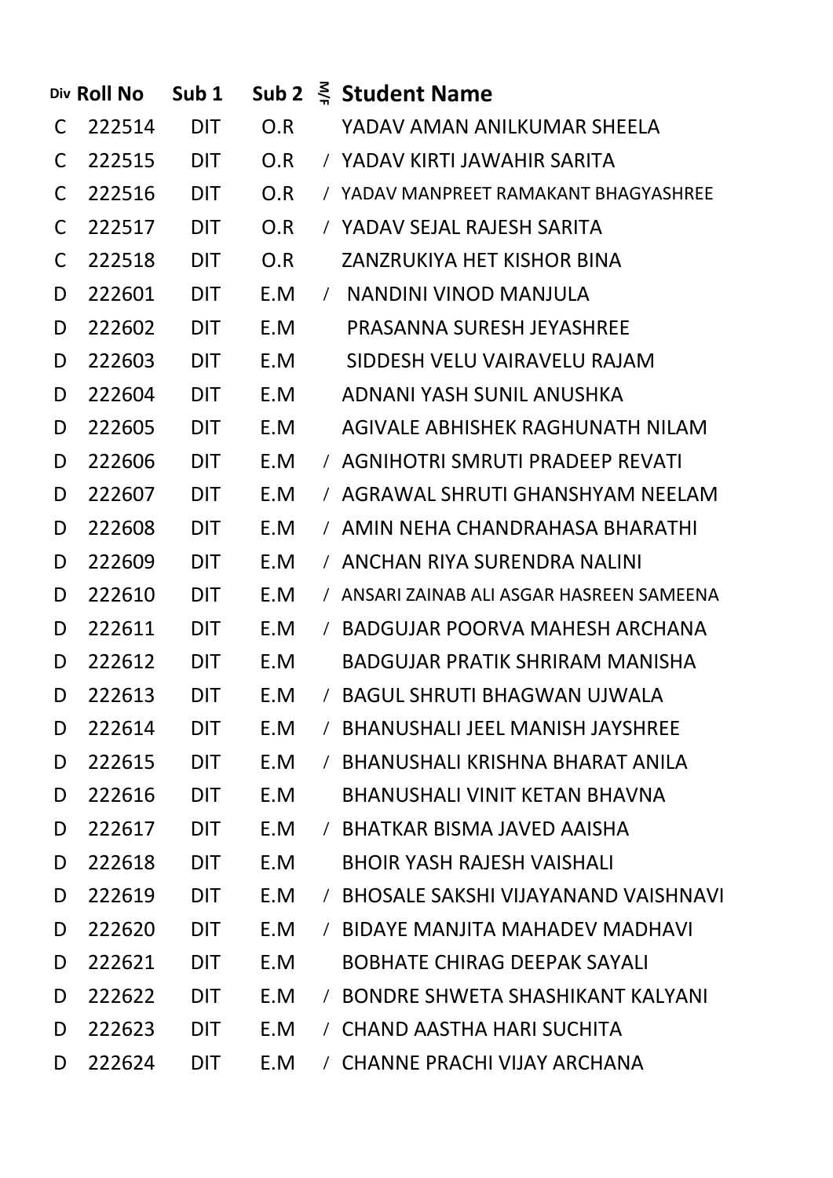| Div | Roll No | Sub 1 | Sub 2 | M/F | Student Name |
|---|---|---|---|---|---|
| C | 222514 | DIT | O.R | | YADAV AMAN ANILKUMAR SHEELA |
| C | 222515 | DIT | O.R | / | YADAV KIRTI JAWAHIR SARITA |
| C | 222516 | DIT | O.R | / | YADAV MANPREET RAMAKANT BHAGYASHREE |
| C | 222517 | DIT | O.R | / | YADAV SEJAL RAJESH SARITA |
| C | 222518 | DIT | O.R | | ZANZRUKIYA HET KISHOR BINA |
| D | 222601 | DIT | E.M | / | NANDINI VINOD MANJULA |
| D | 222602 | DIT | E.M | | PRASANNA SURESH JEYASHREE |
| D | 222603 | DIT | E.M | | SIDDESH VELU VAIRAVELU RAJAM |
| D | 222604 | DIT | E.M | | ADNANI YASH SUNIL ANUSHKA |
| D | 222605 | DIT | E.M | | AGIVALE ABHISHEK RAGHUNATH NILAM |
| D | 222606 | DIT | E.M | / | AGNIHOTRI SMRUTI PRADEEP REVATI |
| D | 222607 | DIT | E.M | / | AGRAWAL SHRUTI GHANSHYAM NEELAM |
| D | 222608 | DIT | E.M | / | AMIN NEHA CHANDRAHASA BHARATHI |
| D | 222609 | DIT | E.M | / | ANCHAN RIYA SURENDRA NALINI |
| D | 222610 | DIT | E.M | / | ANSARI ZAINAB ALI ASGAR HASREEN SAMEENA |
| D | 222611 | DIT | E.M | / | BADGUJAR POORVA MAHESH ARCHANA |
| D | 222612 | DIT | E.M | | BADGUJAR PRATIK SHRIRAM MANISHA |
| D | 222613 | DIT | E.M | / | BAGUL SHRUTI BHAGWAN UJWALA |
| D | 222614 | DIT | E.M | / | BHANUSHALI JEEL MANISH JAYSHREE |
| D | 222615 | DIT | E.M | / | BHANUSHALI KRISHNA BHARAT ANILA |
| D | 222616 | DIT | E.M | | BHANUSHALI VINIT KETAN BHAVNA |
| D | 222617 | DIT | E.M | / | BHATKAR BISMA JAVED AAISHA |
| D | 222618 | DIT | E.M | | BHOIR YASH RAJESH VAISHALI |
| D | 222619 | DIT | E.M | / | BHOSALE SAKSHI VIJAYANAND VAISHNAVI |
| D | 222620 | DIT | E.M | / | BIDAYE MANJITA MAHADEV MADHAVI |
| D | 222621 | DIT | E.M | | BOBHATE CHIRAG DEEPAK SAYALI |
| D | 222622 | DIT | E.M | / | BONDRE SHWETA SHASHIKANT KALYANI |
| D | 222623 | DIT | E.M | / | CHAND AASTHA HARI SUCHITA |
| D | 222624 | DIT | E.M | / | CHANNE PRACHI VIJAY ARCHANA |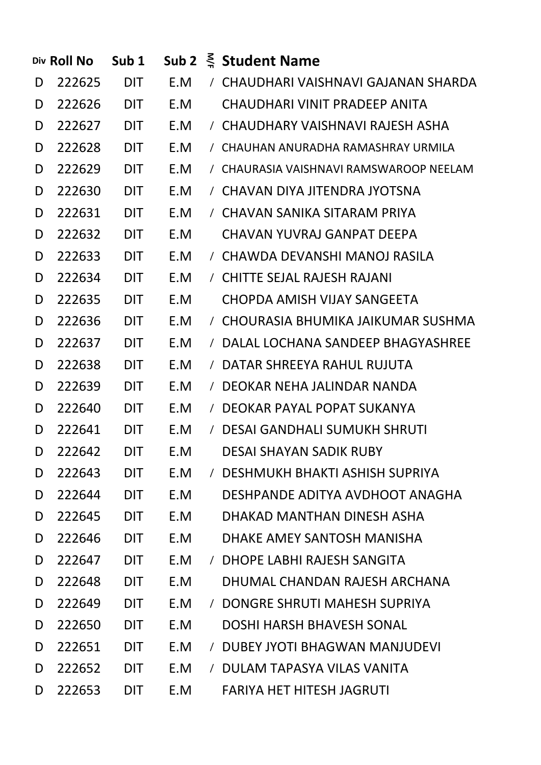| Div | Roll No | Sub 1 | Sub 2 | M/F | Student Name |
|---|---|---|---|---|---|
| D | 222625 | DIT | E.M | / | CHAUDHARI VAISHNAVI GAJANAN SHARDA |
| D | 222626 | DIT | E.M | | CHAUDHARI VINIT PRADEEP ANITA |
| D | 222627 | DIT | E.M | / | CHAUDHARY VAISHNAVI RAJESH ASHA |
| D | 222628 | DIT | E.M | / | CHAUHAN ANURADHA RAMASHRAY URMILA |
| D | 222629 | DIT | E.M | / | CHAURASIA VAISHNAVI RAMSWAROOP NEELAM |
| D | 222630 | DIT | E.M | / | CHAVAN DIYA JITENDRA JYOTSNA |
| D | 222631 | DIT | E.M | / | CHAVAN SANIKA SITARAM PRIYA |
| D | 222632 | DIT | E.M | | CHAVAN YUVRAJ GANPAT DEEPA |
| D | 222633 | DIT | E.M | / | CHAWDA DEVANSHI MANOJ RASILA |
| D | 222634 | DIT | E.M | / | CHITTE SEJAL RAJESH RAJANI |
| D | 222635 | DIT | E.M | | CHOPDA AMISH VIJAY SANGEETA |
| D | 222636 | DIT | E.M | / | CHOURASIA BHUMIKA JAIKUMAR SUSHMA |
| D | 222637 | DIT | E.M | / | DALAL LOCHANA SANDEEP BHAGYASHREE |
| D | 222638 | DIT | E.M | / | DATAR SHREEYA RAHUL RUJUTA |
| D | 222639 | DIT | E.M | / | DEOKAR NEHA JALINDAR NANDA |
| D | 222640 | DIT | E.M | / | DEOKAR PAYAL POPAT SUKANYA |
| D | 222641 | DIT | E.M | / | DESAI GANDHALI SUMUKH SHRUTI |
| D | 222642 | DIT | E.M | | DESAI SHAYAN SADIK RUBY |
| D | 222643 | DIT | E.M | / | DESHMUKH BHAKTI ASHISH SUPRIYA |
| D | 222644 | DIT | E.M | | DESHPANDE ADITYA AVDHOOT ANAGHA |
| D | 222645 | DIT | E.M | | DHAKAD MANTHAN DINESH ASHA |
| D | 222646 | DIT | E.M | | DHAKE AMEY SANTOSH MANISHA |
| D | 222647 | DIT | E.M | / | DHOPE LABHI RAJESH SANGITA |
| D | 222648 | DIT | E.M | | DHUMAL CHANDAN RAJESH ARCHANA |
| D | 222649 | DIT | E.M | / | DONGRE SHRUTI MAHESH SUPRIYA |
| D | 222650 | DIT | E.M | | DOSHI HARSH BHAVESH SONAL |
| D | 222651 | DIT | E.M | / | DUBEY JYOTI BHAGWAN MANJUDEVI |
| D | 222652 | DIT | E.M | / | DULAM TAPASYA VILAS VANITA |
| D | 222653 | DIT | E.M | | FARIYA HET HITESH JAGRUTI |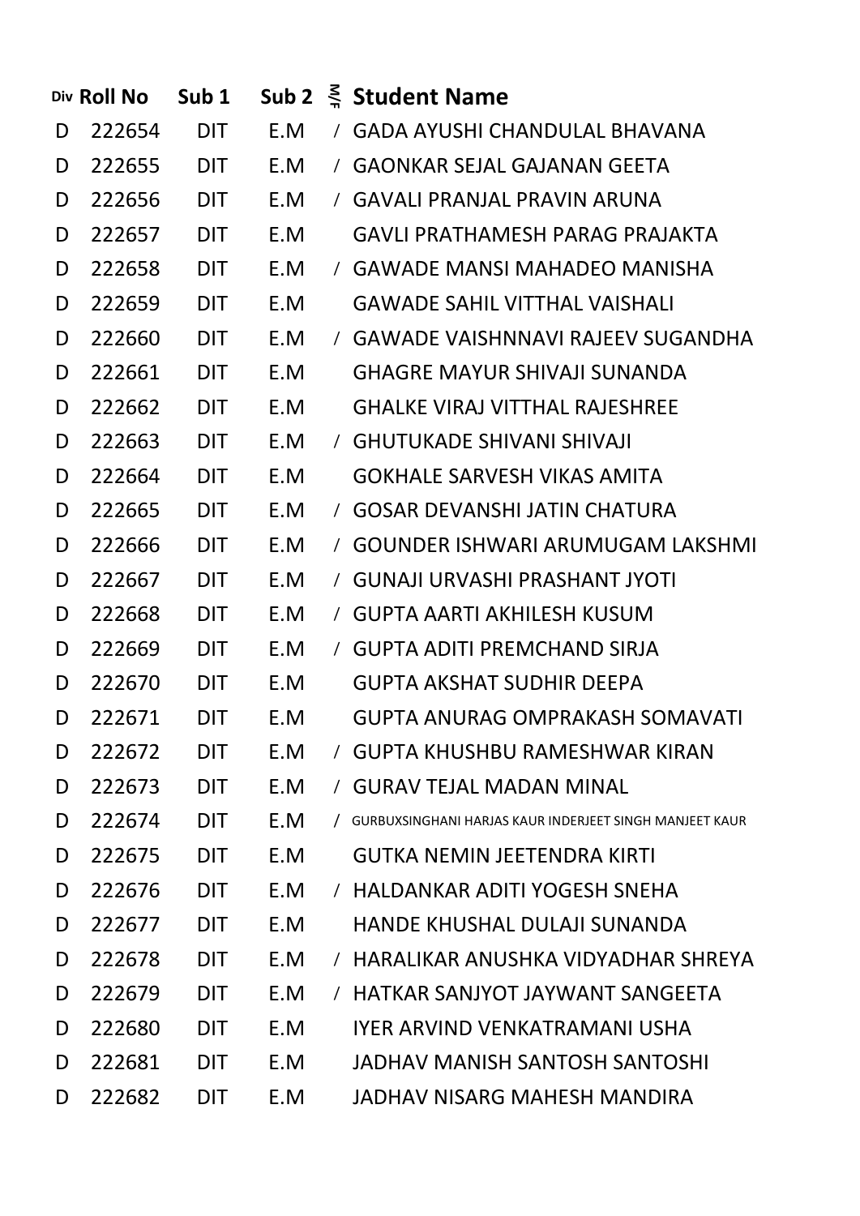| Div | Roll No | Sub 1 | Sub 2 | M/F | Student Name |
|---|---|---|---|---|---|
| D | 222654 | DIT | E.M | / | GADA AYUSHI CHANDULAL BHAVANA |
| D | 222655 | DIT | E.M | / | GAONKAR SEJAL GAJANAN GEETA |
| D | 222656 | DIT | E.M | / | GAVALI PRANJAL PRAVIN ARUNA |
| D | 222657 | DIT | E.M | | GAVLI PRATHAMESH PARAG PRAJAKTA |
| D | 222658 | DIT | E.M | / | GAWADE MANSI MAHADEO MANISHA |
| D | 222659 | DIT | E.M | | GAWADE SAHIL VITTHAL VAISHALI |
| D | 222660 | DIT | E.M | / | GAWADE VAISHNNAVI RAJEEV SUGANDHA |
| D | 222661 | DIT | E.M | | GHAGRE MAYUR SHIVAJI SUNANDA |
| D | 222662 | DIT | E.M | | GHALKE VIRAJ VITTHAL RAJESHREE |
| D | 222663 | DIT | E.M | / | GHUTUKADE SHIVANI SHIVAJI |
| D | 222664 | DIT | E.M | | GOKHALE SARVESH VIKAS AMITA |
| D | 222665 | DIT | E.M | / | GOSAR DEVANSHI JATIN CHATURA |
| D | 222666 | DIT | E.M | / | GOUNDER ISHWARI ARUMUGAM LAKSHMI |
| D | 222667 | DIT | E.M | / | GUNAJI URVASHI PRASHANT JYOTI |
| D | 222668 | DIT | E.M | / | GUPTA AARTI AKHILESH KUSUM |
| D | 222669 | DIT | E.M | / | GUPTA ADITI PREMCHAND SIRJA |
| D | 222670 | DIT | E.M | | GUPTA AKSHAT SUDHIR DEEPA |
| D | 222671 | DIT | E.M | | GUPTA ANURAG OMPRAKASH SOMAVATI |
| D | 222672 | DIT | E.M | / | GUPTA KHUSHBU RAMESHWAR KIRAN |
| D | 222673 | DIT | E.M | / | GURAV TEJAL MADAN MINAL |
| D | 222674 | DIT | E.M | / | GURBUXSINGHANI HARJAS KAUR INDERJEET SINGH MANJEET KAUR |
| D | 222675 | DIT | E.M | | GUTKA NEMIN JEETENDRA KIRTI |
| D | 222676 | DIT | E.M | / | HALDANKAR ADITI YOGESH SNEHA |
| D | 222677 | DIT | E.M | | HANDE KHUSHAL DULAJI SUNANDA |
| D | 222678 | DIT | E.M | / | HARALIKAR ANUSHKA VIDYADHAR SHREYA |
| D | 222679 | DIT | E.M | / | HATKAR SANJYOT JAYWANT SANGEETA |
| D | 222680 | DIT | E.M | | IYER ARVIND VENKATRAMANI USHA |
| D | 222681 | DIT | E.M | | JADHAV MANISH SANTOSH SANTOSHI |
| D | 222682 | DIT | E.M | | JADHAV NISARG MAHESH MANDIRA |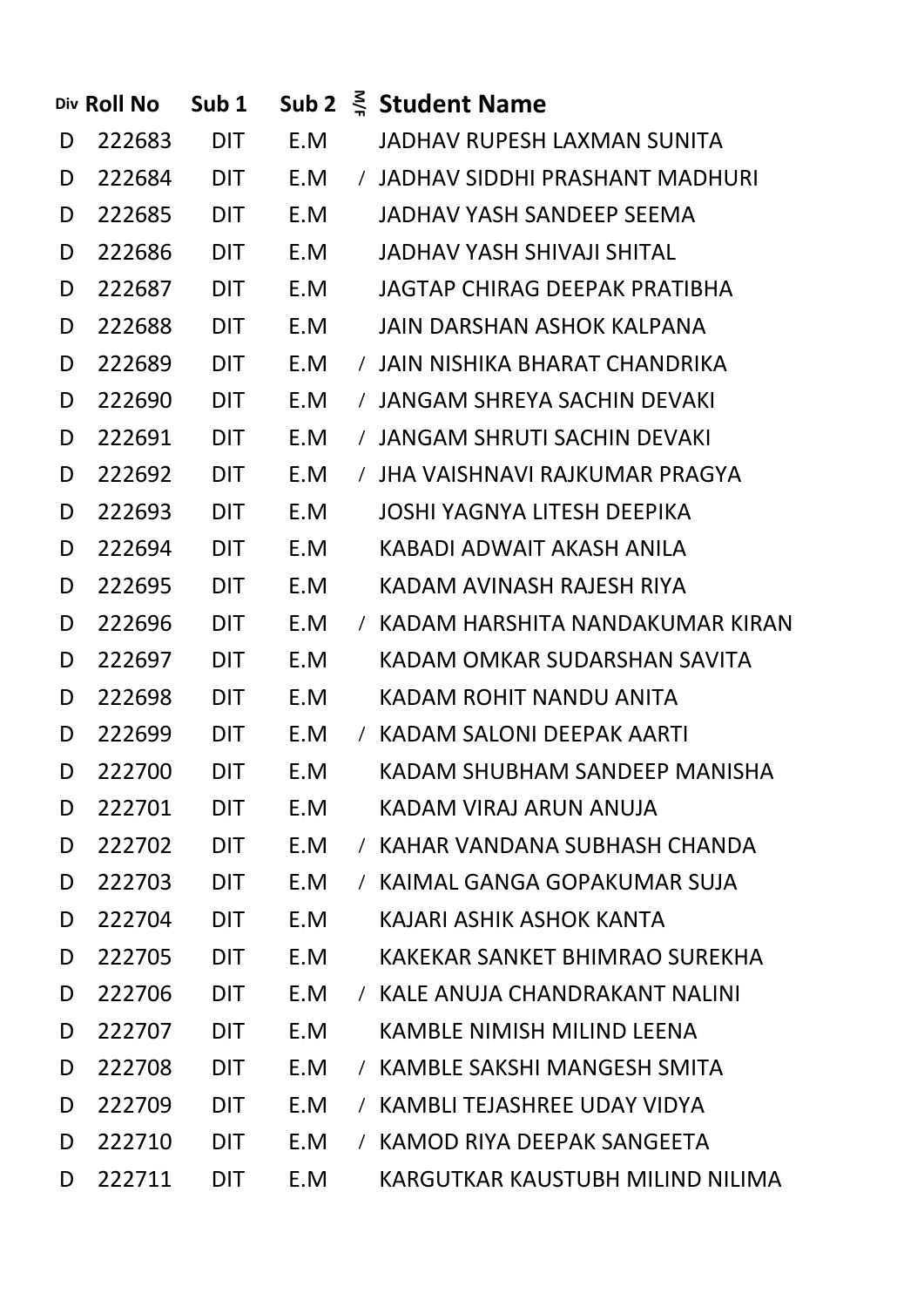| Div | Roll No | Sub 1 | Sub 2 | M/F | Student Name |
|---|---|---|---|---|---|
| D | 222683 | DIT | E.M | | JADHAV RUPESH LAXMAN SUNITA |
| D | 222684 | DIT | E.M | / | JADHAV SIDDHI PRASHANT MADHURI |
| D | 222685 | DIT | E.M | | JADHAV YASH SANDEEP SEEMA |
| D | 222686 | DIT | E.M | | JADHAV YASH SHIVAJI SHITAL |
| D | 222687 | DIT | E.M | | JAGTAP CHIRAG DEEPAK PRATIBHA |
| D | 222688 | DIT | E.M | | JAIN DARSHAN ASHOK KALPANA |
| D | 222689 | DIT | E.M | / | JAIN NISHIKA BHARAT CHANDRIKA |
| D | 222690 | DIT | E.M | / | JANGAM SHREYA SACHIN DEVAKI |
| D | 222691 | DIT | E.M | / | JANGAM SHRUTI SACHIN DEVAKI |
| D | 222692 | DIT | E.M | / | JHA VAISHNAVI RAJKUMAR PRAGYA |
| D | 222693 | DIT | E.M | | JOSHI YAGNYA LITESH DEEPIKA |
| D | 222694 | DIT | E.M | | KABADI ADWAIT AKASH ANILA |
| D | 222695 | DIT | E.M | | KADAM AVINASH RAJESH RIYA |
| D | 222696 | DIT | E.M | / | KADAM HARSHITA NANDAKUMAR KIRAN |
| D | 222697 | DIT | E.M | | KADAM OMKAR SUDARSHAN SAVITA |
| D | 222698 | DIT | E.M | | KADAM ROHIT NANDU ANITA |
| D | 222699 | DIT | E.M | / | KADAM SALONI DEEPAK AARTI |
| D | 222700 | DIT | E.M | | KADAM SHUBHAM SANDEEP MANISHA |
| D | 222701 | DIT | E.M | | KADAM VIRAJ ARUN ANUJA |
| D | 222702 | DIT | E.M | / | KAHAR VANDANA SUBHASH CHANDA |
| D | 222703 | DIT | E.M | / | KAIMAL GANGA GOPAKUMAR SUJA |
| D | 222704 | DIT | E.M | | KAJARI ASHIK ASHOK KANTA |
| D | 222705 | DIT | E.M | | KAKEKAR SANKET BHIMRAO SUREKHA |
| D | 222706 | DIT | E.M | / | KALE ANUJA CHANDRAKANT NALINI |
| D | 222707 | DIT | E.M | | KAMBLE NIMISH MILIND LEENA |
| D | 222708 | DIT | E.M | / | KAMBLE SAKSHI MANGESH SMITA |
| D | 222709 | DIT | E.M | / | KAMBLI TEJASHREE UDAY VIDYA |
| D | 222710 | DIT | E.M | / | KAMOD RIYA DEEPAK SANGEETA |
| D | 222711 | DIT | E.M | | KARGUTKAR KAUSTUBH MILIND NILIMA |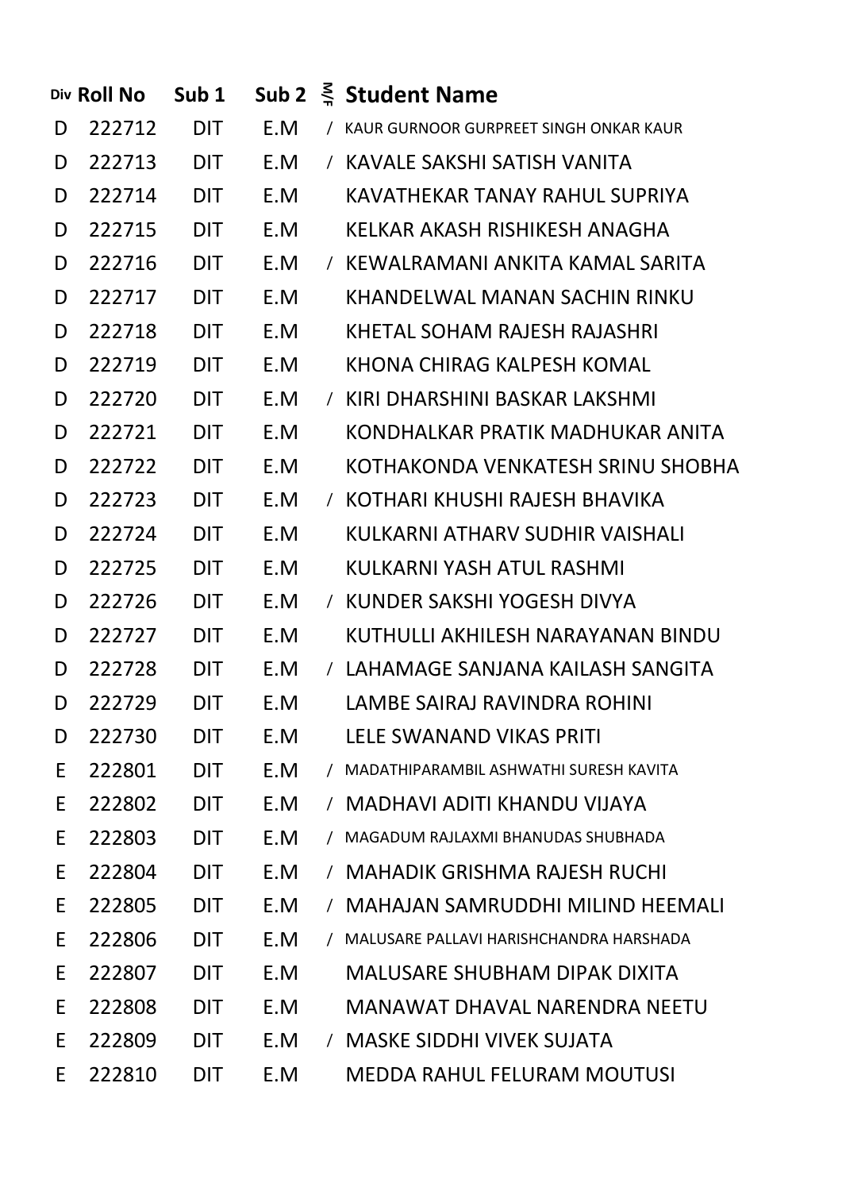| Div | Roll No | Sub 1 | Sub 2 | M/F | Student Name |
|---|---|---|---|---|---|
| D | 222712 | DIT | E.M | / | KAUR GURNOOR GURPREET SINGH ONKAR KAUR |
| D | 222713 | DIT | E.M | / | KAVALE SAKSHI SATISH VANITA |
| D | 222714 | DIT | E.M | | KAVATHEKAR TANAY RAHUL SUPRIYA |
| D | 222715 | DIT | E.M | | KELKAR AKASH RISHIKESH ANAGHA |
| D | 222716 | DIT | E.M | / | KEWALRAMANI ANKITA KAMAL SARITA |
| D | 222717 | DIT | E.M | | KHANDELWAL MANAN SACHIN RINKU |
| D | 222718 | DIT | E.M | | KHETAL SOHAM RAJESH RAJASHRI |
| D | 222719 | DIT | E.M | | KHONA CHIRAG KALPESH KOMAL |
| D | 222720 | DIT | E.M | / | KIRI DHARSHINI BASKAR LAKSHMI |
| D | 222721 | DIT | E.M | | KONDHALKAR PRATIK MADHUKAR ANITA |
| D | 222722 | DIT | E.M | | KOTHAKONDA VENKATESH SRINU SHOBHA |
| D | 222723 | DIT | E.M | / | KOTHARI KHUSHI RAJESH BHAVIKA |
| D | 222724 | DIT | E.M | | KULKARNI ATHARV SUDHIR VAISHALI |
| D | 222725 | DIT | E.M | | KULKARNI YASH ATUL RASHMI |
| D | 222726 | DIT | E.M | / | KUNDER SAKSHI YOGESH DIVYA |
| D | 222727 | DIT | E.M | | KUTHULLI AKHILESH NARAYANAN BINDU |
| D | 222728 | DIT | E.M | / | LAHAMAGE SANJANA KAILASH SANGITA |
| D | 222729 | DIT | E.M | | LAMBE SAIRAJ RAVINDRA ROHINI |
| D | 222730 | DIT | E.M | | LELE SWANAND VIKAS PRITI |
| E | 222801 | DIT | E.M | / | MADATHIPARAMBIL ASHWATHI SURESH KAVITA |
| E | 222802 | DIT | E.M | / | MADHAVI ADITI KHANDU VIJAYA |
| E | 222803 | DIT | E.M | / | MAGADUM RAJLAXMI BHANUDAS SHUBHADA |
| E | 222804 | DIT | E.M | / | MAHADIK GRISHMA RAJESH RUCHI |
| E | 222805 | DIT | E.M | / | MAHAJAN SAMRUDDHI MILIND HEEMALI |
| E | 222806 | DIT | E.M | / | MALUSARE PALLAVI HARISHCHANDRA HARSHADA |
| E | 222807 | DIT | E.M | | MALUSARE SHUBHAM DIPAK DIXITA |
| E | 222808 | DIT | E.M | | MANAWAT DHAVAL NARENDRA NEETU |
| E | 222809 | DIT | E.M | / | MASKE SIDDHI VIVEK SUJATA |
| E | 222810 | DIT | E.M | | MEDDA RAHUL FELURAM MOUTUSI |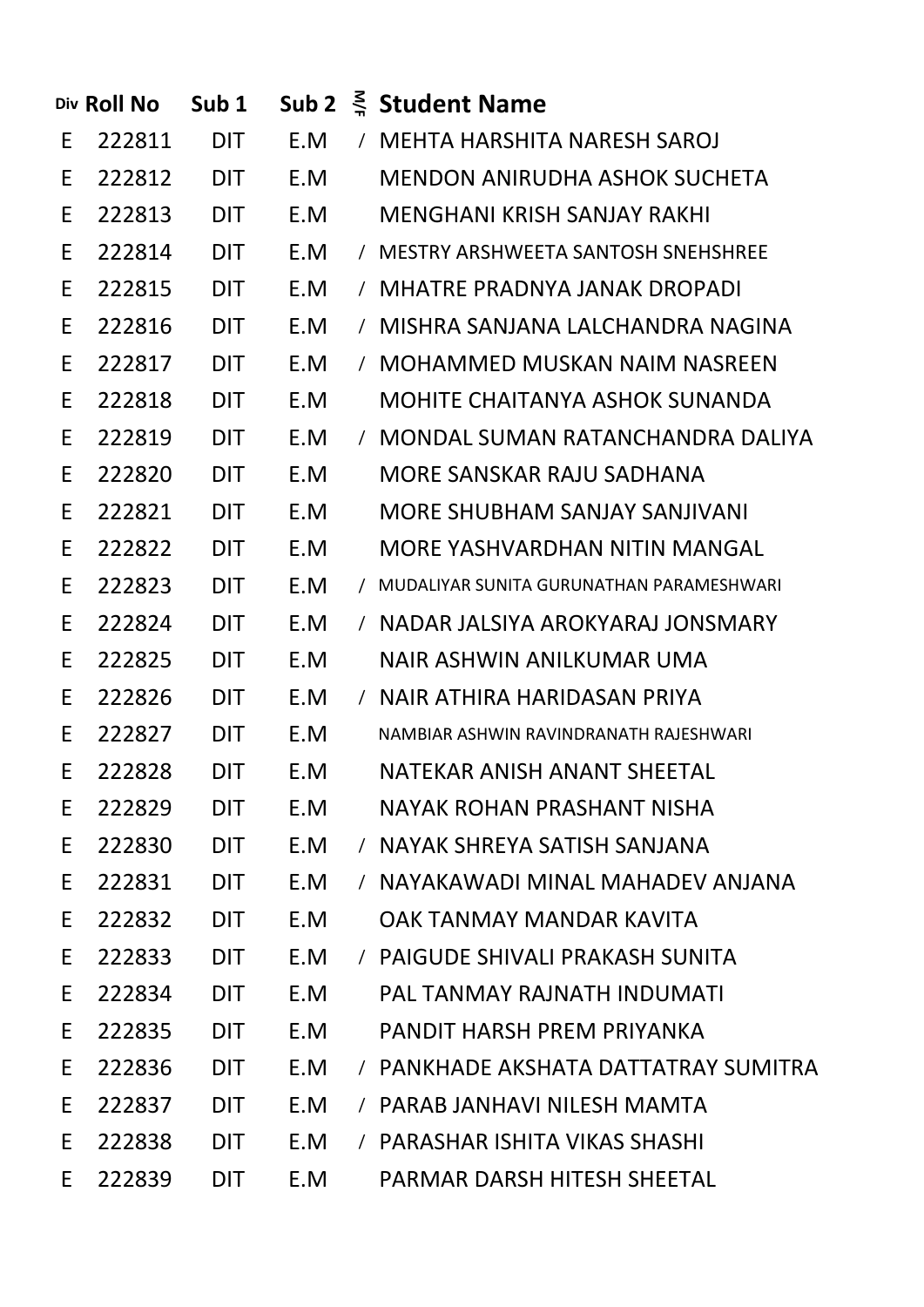| Div | Roll No | Sub 1 | Sub 2 | M/F | Student Name |
|---|---|---|---|---|---|
| E | 222811 | DIT | E.M | / | MEHTA HARSHITA NARESH SAROJ |
| E | 222812 | DIT | E.M | | MENDON ANIRUDHA ASHOK SUCHETA |
| E | 222813 | DIT | E.M | | MENGHANI KRISH SANJAY RAKHI |
| E | 222814 | DIT | E.M | / | MESTRY ARSHWEETA SANTOSH SNEHSHREE |
| E | 222815 | DIT | E.M | / | MHATRE PRADNYA JANAK DROPADI |
| E | 222816 | DIT | E.M | / | MISHRA SANJANA LALCHANDRA NAGINA |
| E | 222817 | DIT | E.M | / | MOHAMMED MUSKAN NAIM NASREEN |
| E | 222818 | DIT | E.M | | MOHITE CHAITANYA ASHOK SUNANDA |
| E | 222819 | DIT | E.M | / | MONDAL SUMAN RATANCHANDRA DALIYA |
| E | 222820 | DIT | E.M | | MORE SANSKAR RAJU SADHANA |
| E | 222821 | DIT | E.M | | MORE SHUBHAM SANJAY SANJIVANI |
| E | 222822 | DIT | E.M | | MORE YASHVARDHAN NITIN MANGAL |
| E | 222823 | DIT | E.M | / | MUDALIYAR SUNITA GURUNATHAN PARAMESHWARI |
| E | 222824 | DIT | E.M | / | NADAR JALSIYA AROKYARAJ JONSMARY |
| E | 222825 | DIT | E.M | | NAIR ASHWIN ANILKUMAR UMA |
| E | 222826 | DIT | E.M | / | NAIR ATHIRA HARIDASAN PRIYA |
| E | 222827 | DIT | E.M | | NAMBIAR ASHWIN RAVINDRANATH RAJESHWARI |
| E | 222828 | DIT | E.M | | NATEKAR ANISH ANANT SHEETAL |
| E | 222829 | DIT | E.M | | NAYAK ROHAN PRASHANT NISHA |
| E | 222830 | DIT | E.M | / | NAYAK SHREYA SATISH SANJANA |
| E | 222831 | DIT | E.M | / | NAYAKAWADI MINAL MAHADEV ANJANA |
| E | 222832 | DIT | E.M | | OAK TANMAY MANDAR KAVITA |
| E | 222833 | DIT | E.M | / | PAIGUDE SHIVALI PRAKASH SUNITA |
| E | 222834 | DIT | E.M | | PAL TANMAY RAJNATH INDUMATI |
| E | 222835 | DIT | E.M | | PANDIT HARSH PREM PRIYANKA |
| E | 222836 | DIT | E.M | / | PANKHADE AKSHATA DATTATRAY SUMITRA |
| E | 222837 | DIT | E.M | / | PARAB JANHAVI NILESH MAMTA |
| E | 222838 | DIT | E.M | / | PARASHAR ISHITA VIKAS SHASHI |
| E | 222839 | DIT | E.M | | PARMAR DARSH HITESH SHEETAL |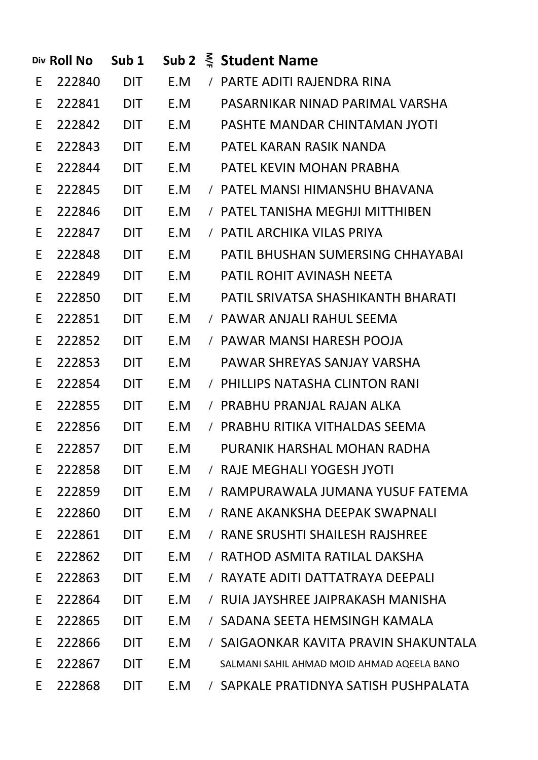| Div | Roll No | Sub 1 | Sub 2 | M/F | Student Name |
|---|---|---|---|---|---|
| E | 222840 | DIT | E.M | / | PARTE ADITI RAJENDRA RINA |
| E | 222841 | DIT | E.M | | PASARNIKAR NINAD PARIMAL VARSHA |
| E | 222842 | DIT | E.M | | PASHTE MANDAR CHINTAMAN JYOTI |
| E | 222843 | DIT | E.M | | PATEL KARAN RASIK NANDA |
| E | 222844 | DIT | E.M | | PATEL KEVIN MOHAN PRABHA |
| E | 222845 | DIT | E.M | / | PATEL MANSI HIMANSHU BHAVANA |
| E | 222846 | DIT | E.M | / | PATEL TANISHA MEGHJI MITTHIBEN |
| E | 222847 | DIT | E.M | / | PATIL ARCHIKA VILAS PRIYA |
| E | 222848 | DIT | E.M | | PATIL BHUSHAN SUMERSING CHHAYABAI |
| E | 222849 | DIT | E.M | | PATIL ROHIT AVINASH NEETA |
| E | 222850 | DIT | E.M | | PATIL SRIVATSA SHASHIKANTH BHARATI |
| E | 222851 | DIT | E.M | / | PAWAR ANJALI RAHUL SEEMA |
| E | 222852 | DIT | E.M | / | PAWAR MANSI HARESH POOJA |
| E | 222853 | DIT | E.M | | PAWAR SHREYAS SANJAY VARSHA |
| E | 222854 | DIT | E.M | / | PHILLIPS NATASHA CLINTON RANI |
| E | 222855 | DIT | E.M | / | PRABHU PRANJAL RAJAN ALKA |
| E | 222856 | DIT | E.M | / | PRABHU RITIKA VITHALDAS SEEMA |
| E | 222857 | DIT | E.M | | PURANIK HARSHAL MOHAN RADHA |
| E | 222858 | DIT | E.M | / | RAJE MEGHALI YOGESH JYOTI |
| E | 222859 | DIT | E.M | / | RAMPURAWALA JUMANA YUSUF FATEMA |
| E | 222860 | DIT | E.M | / | RANE AKANKSHA DEEPAK SWAPNALI |
| E | 222861 | DIT | E.M | / | RANE SRUSHTI SHAILESH RAJSHREE |
| E | 222862 | DIT | E.M | / | RATHOD ASMITA RATILAL DAKSHA |
| E | 222863 | DIT | E.M | / | RAYATE ADITI DATTATRAYA DEEPALI |
| E | 222864 | DIT | E.M | / | RUIA JAYSHREE JAIPRAKASH MANISHA |
| E | 222865 | DIT | E.M | / | SADANA SEETA HEMSINGH KAMALA |
| E | 222866 | DIT | E.M | / | SAIGAONKAR KAVITA PRAVIN SHAKUNTALA |
| E | 222867 | DIT | E.M | | SALMANI SAHIL AHMAD MOID AHMAD AQEELA BANO |
| E | 222868 | DIT | E.M | / | SAPKALE PRATIDNYA SATISH PUSHPALATA |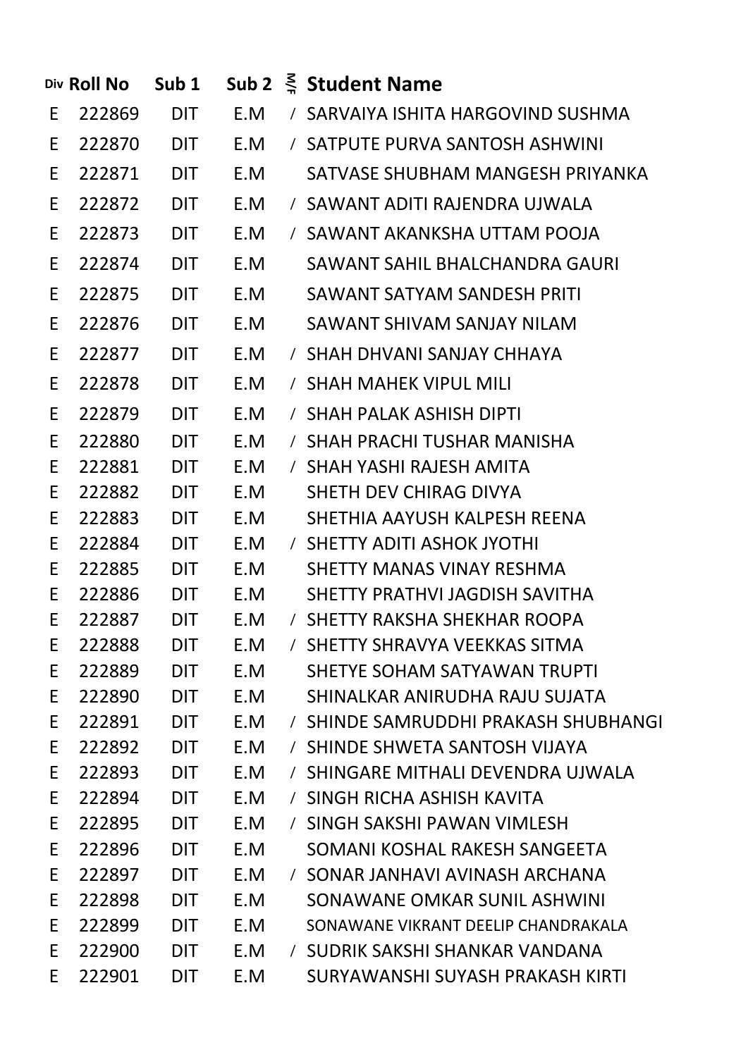| Div | Roll No | Sub 1 | Sub 2 | M/F | Student Name |
|---|---|---|---|---|---|
| E | 222869 | DIT | E.M | / | SARVAIYA ISHITA HARGOVIND SUSHMA |
| E | 222870 | DIT | E.M | / | SATPUTE PURVA SANTOSH ASHWINI |
| E | 222871 | DIT | E.M | | SATVASE SHUBHAM MANGESH PRIYANKA |
| E | 222872 | DIT | E.M | / | SAWANT ADITI RAJENDRA UJWALA |
| E | 222873 | DIT | E.M | / | SAWANT AKANKSHA UTTAM POOJA |
| E | 222874 | DIT | E.M | | SAWANT SAHIL BHALCHANDRA GAURI |
| E | 222875 | DIT | E.M | | SAWANT SATYAM SANDESH PRITI |
| E | 222876 | DIT | E.M | | SAWANT SHIVAM SANJAY NILAM |
| E | 222877 | DIT | E.M | / | SHAH DHVANI SANJAY CHHAYA |
| E | 222878 | DIT | E.M | / | SHAH MAHEK VIPUL MILI |
| E | 222879 | DIT | E.M | / | SHAH PALAK ASHISH DIPTI |
| E | 222880 | DIT | E.M | / | SHAH PRACHI TUSHAR MANISHA |
| E | 222881 | DIT | E.M | / | SHAH YASHI RAJESH AMITA |
| E | 222882 | DIT | E.M | | SHETH DEV CHIRAG DIVYA |
| E | 222883 | DIT | E.M | | SHETHIA AAYUSH KALPESH REENA |
| E | 222884 | DIT | E.M | / | SHETTY ADITI ASHOK JYOTHI |
| E | 222885 | DIT | E.M | | SHETTY MANAS VINAY RESHMA |
| E | 222886 | DIT | E.M | | SHETTY PRATHVI JAGDISH SAVITHA |
| E | 222887 | DIT | E.M | / | SHETTY RAKSHA SHEKHAR ROOPA |
| E | 222888 | DIT | E.M | / | SHETTY SHRAVYA VEEKKAS SITMA |
| E | 222889 | DIT | E.M | | SHETYE SOHAM SATYAWAN TRUPTI |
| E | 222890 | DIT | E.M | | SHINALKAR ANIRUDHA RAJU SUJATA |
| E | 222891 | DIT | E.M | / | SHINDE SAMRUDDHI PRAKASH SHUBHANGI |
| E | 222892 | DIT | E.M | / | SHINDE SHWETA SANTOSH VIJAYA |
| E | 222893 | DIT | E.M | / | SHINGARE MITHALI DEVENDRA UJWALA |
| E | 222894 | DIT | E.M | / | SINGH RICHA ASHISH KAVITA |
| E | 222895 | DIT | E.M | / | SINGH SAKSHI PAWAN VIMLESH |
| E | 222896 | DIT | E.M | | SOMANI KOSHAL RAKESH SANGEETA |
| E | 222897 | DIT | E.M | / | SONAR JANHAVI AVINASH ARCHANA |
| E | 222898 | DIT | E.M | | SONAWANE OMKAR SUNIL ASHWINI |
| E | 222899 | DIT | E.M | | SONAWANE VIKRANT DEELIP CHANDRAKALA |
| E | 222900 | DIT | E.M | / | SUDRIK SAKSHI SHANKAR VANDANA |
| E | 222901 | DIT | E.M | | SURYAWANSHI SUYASH PRAKASH KIRTI |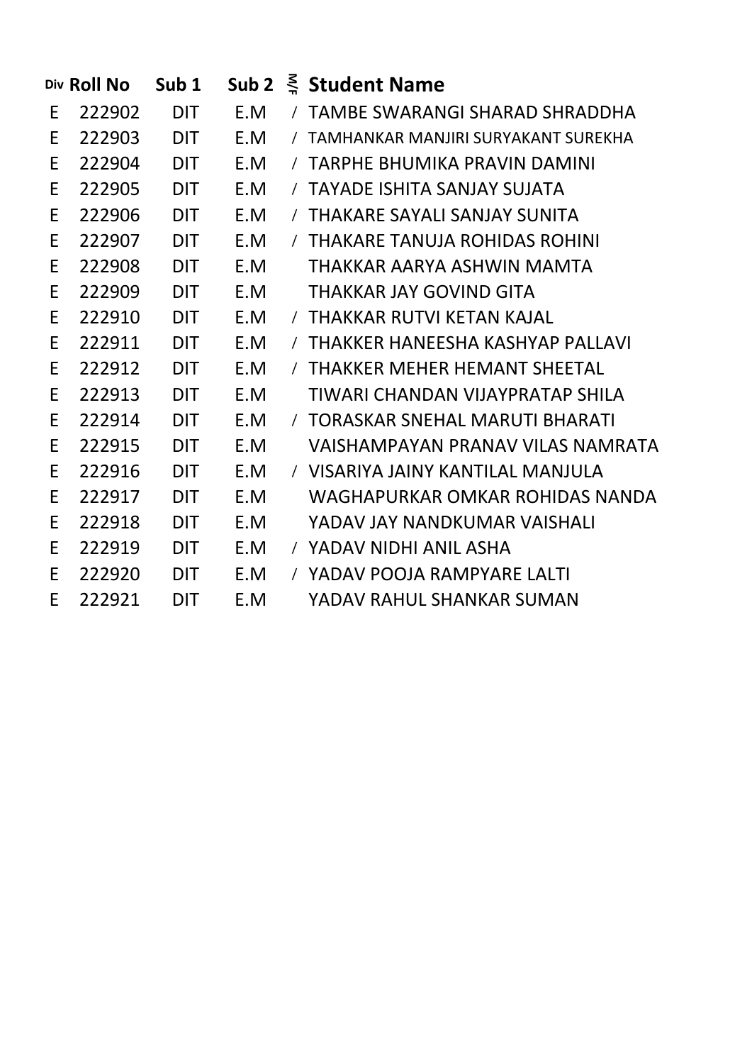| Div | Roll No | Sub 1 | Sub 2 | M/F | Student Name |
|---|---|---|---|---|---|
| E | 222902 | DIT | E.M | / | TAMBE SWARANGI SHARAD SHRADDHA |
| E | 222903 | DIT | E.M | / | TAMHANKAR MANJIRI SURYAKANT SUREKHA |
| E | 222904 | DIT | E.M | / | TARPHE BHUMIKA PRAVIN DAMINI |
| E | 222905 | DIT | E.M | / | TAYADE ISHITA SANJAY SUJATA |
| E | 222906 | DIT | E.M | / | THAKARE SAYALI SANJAY SUNITA |
| E | 222907 | DIT | E.M | / | THAKARE TANUJA ROHIDAS ROHINI |
| E | 222908 | DIT | E.M | | THAKKAR AARYA ASHWIN MAMTA |
| E | 222909 | DIT | E.M | | THAKKAR JAY GOVIND GITA |
| E | 222910 | DIT | E.M | / | THAKKAR RUTVI KETAN KAJAL |
| E | 222911 | DIT | E.M | / | THAKKER HANEESHA KASHYAP PALLAVI |
| E | 222912 | DIT | E.M | / | THAKKER MEHER HEMANT SHEETAL |
| E | 222913 | DIT | E.M | | TIWARI CHANDAN VIJAYPRATAP SHILA |
| E | 222914 | DIT | E.M | / | TORASKAR SNEHAL MARUTI BHARATI |
| E | 222915 | DIT | E.M | | VAISHAMPAYAN PRANAV VILAS NAMRATA |
| E | 222916 | DIT | E.M | / | VISARIYA JAINY KANTILAL MANJULA |
| E | 222917 | DIT | E.M | | WAGHAPURKAR OMKAR ROHIDAS NANDA |
| E | 222918 | DIT | E.M | | YADAV JAY NANDKUMAR VAISHALI |
| E | 222919 | DIT | E.M | / | YADAV NIDHI ANIL ASHA |
| E | 222920 | DIT | E.M | / | YADAV POOJA RAMPYARE LALTI |
| E | 222921 | DIT | E.M | | YADAV RAHUL SHANKAR SUMAN |